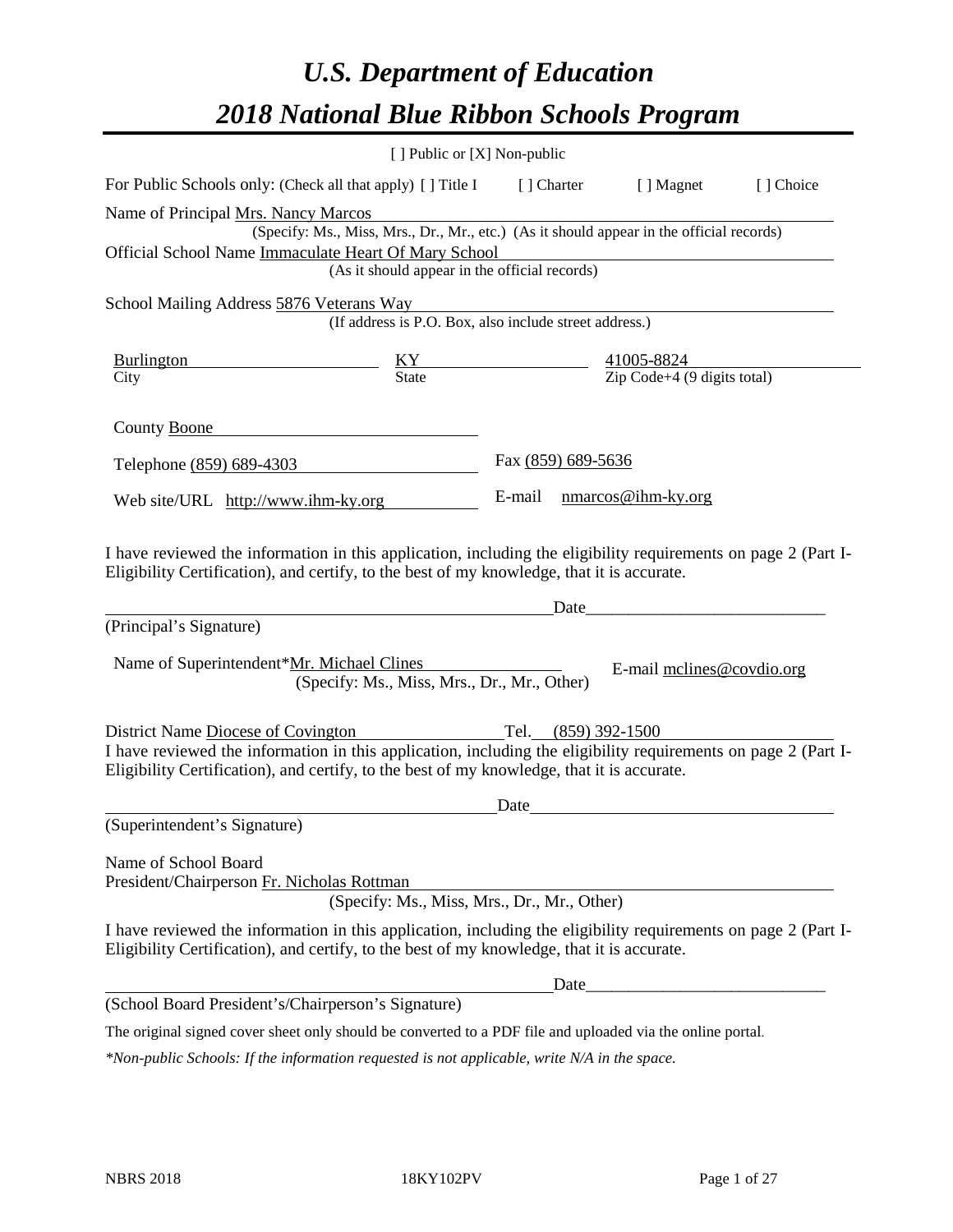# *U.S. Department of Education*

# *2018 National Blue Ribbon Schools Program*

[ ] Public or [X] Non-public

For Public Schools only: (Check all that apply) [ ] Title I [ ] Charter [ ] Magnet [ ] Choice

Name of Principal Mrs. Nancy Marcos
(Specify: Ms., Miss, Mrs., Dr., Mr., etc.) (As it should appear in the official records)

Official School Name Immaculate Heart Of Mary School
(As it should appear in the official records)

School Mailing Address 5876 Veterans Way
(If address is P.O. Box, also include street address.)

| Burlington | KY | 41005-8824 |
|---|---|---|
| City | State | Zip Code+4 (9 digits total) |

County Boone

Telephone (859) 689-4303 Fax (859) 689-5636

Web site/URL http://www.ihm-ky.org E-mail nmarcos@ihm-ky.org

I have reviewed the information in this application, including the eligibility requirements on page 2 (Part I-Eligibility Certification), and certify, to the best of my knowledge, that it is accurate.

_______________________________________ Date_____________________________

(Principal's Signature)

Name of Superintendent*Mr. Michael Clines E-mail mclines@covdio.org
(Specify: Ms., Miss, Mrs., Dr., Mr., Other)

District Name Diocese of Covington Tel. (859) 392-1500

I have reviewed the information in this application, including the eligibility requirements on page 2 (Part I-Eligibility Certification), and certify, to the best of my knowledge, that it is accurate.

_______________________________________ Date_____________________________

(Superintendent's Signature)

Name of School Board
President/Chairperson Fr. Nicholas Rottman
(Specify: Ms., Miss, Mrs., Dr., Mr., Other)

I have reviewed the information in this application, including the eligibility requirements on page 2 (Part I-Eligibility Certification), and certify, to the best of my knowledge, that it is accurate.

_______________________________________ Date_____________________________

(School Board President's/Chairperson's Signature)

The original signed cover sheet only should be converted to a PDF file and uploaded via the online portal.

*\*Non-public Schools: If the information requested is not applicable, write N/A in the space.*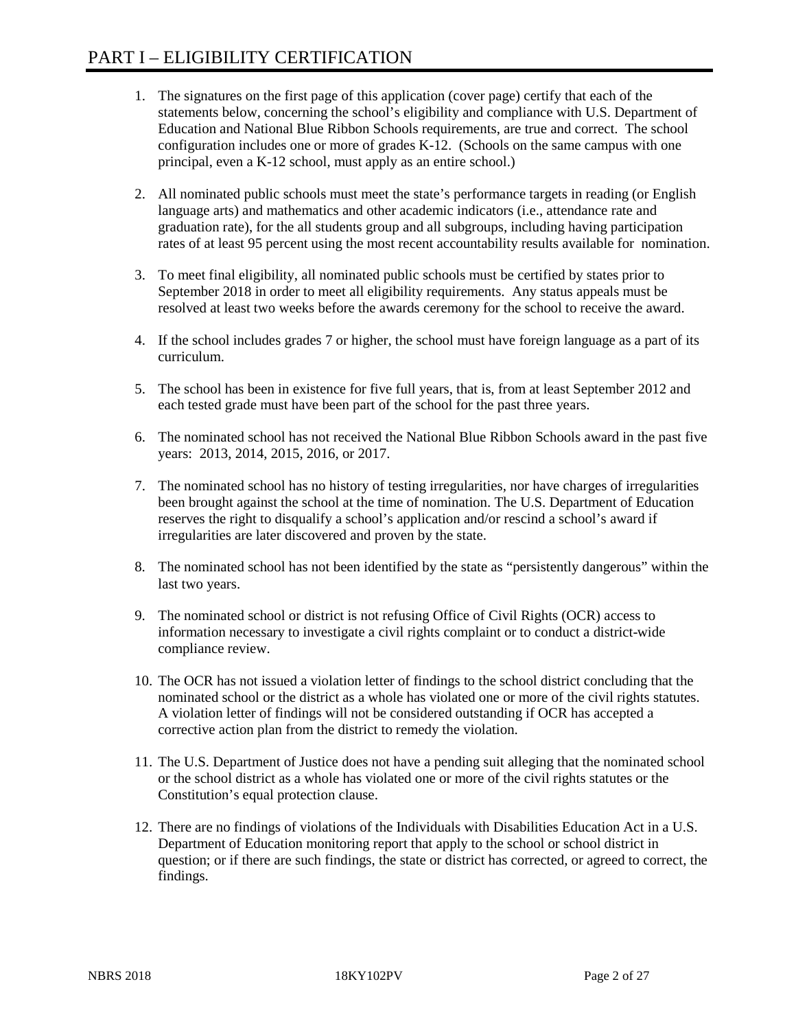# PART I – ELIGIBILITY CERTIFICATION

1. The signatures on the first page of this application (cover page) certify that each of the statements below, concerning the school's eligibility and compliance with U.S. Department of Education and National Blue Ribbon Schools requirements, are true and correct. The school configuration includes one or more of grades K-12. (Schools on the same campus with one principal, even a K-12 school, must apply as an entire school.)

2. All nominated public schools must meet the state's performance targets in reading (or English language arts) and mathematics and other academic indicators (i.e., attendance rate and graduation rate), for the all students group and all subgroups, including having participation rates of at least 95 percent using the most recent accountability results available for nomination.

3. To meet final eligibility, all nominated public schools must be certified by states prior to September 2018 in order to meet all eligibility requirements. Any status appeals must be resolved at least two weeks before the awards ceremony for the school to receive the award.

4. If the school includes grades 7 or higher, the school must have foreign language as a part of its curriculum.

5. The school has been in existence for five full years, that is, from at least September 2012 and each tested grade must have been part of the school for the past three years.

6. The nominated school has not received the National Blue Ribbon Schools award in the past five years: 2013, 2014, 2015, 2016, or 2017.

7. The nominated school has no history of testing irregularities, nor have charges of irregularities been brought against the school at the time of nomination. The U.S. Department of Education reserves the right to disqualify a school's application and/or rescind a school's award if irregularities are later discovered and proven by the state.

8. The nominated school has not been identified by the state as "persistently dangerous" within the last two years.

9. The nominated school or district is not refusing Office of Civil Rights (OCR) access to information necessary to investigate a civil rights complaint or to conduct a district-wide compliance review.

10. The OCR has not issued a violation letter of findings to the school district concluding that the nominated school or the district as a whole has violated one or more of the civil rights statutes. A violation letter of findings will not be considered outstanding if OCR has accepted a corrective action plan from the district to remedy the violation.

11. The U.S. Department of Justice does not have a pending suit alleging that the nominated school or the school district as a whole has violated one or more of the civil rights statutes or the Constitution's equal protection clause.

12. There are no findings of violations of the Individuals with Disabilities Education Act in a U.S. Department of Education monitoring report that apply to the school or school district in question; or if there are such findings, the state or district has corrected, or agreed to correct, the findings.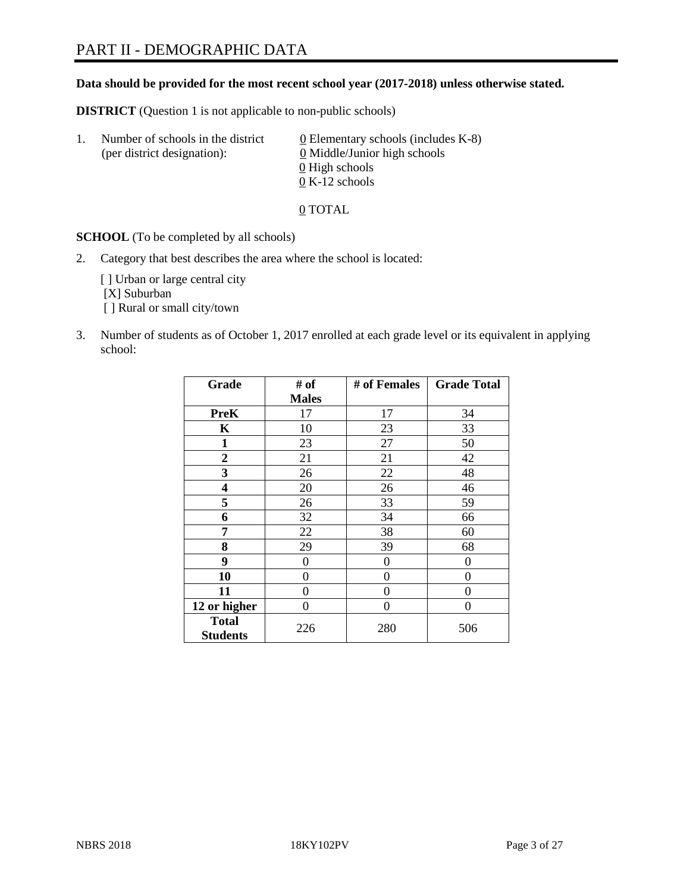# PART II - DEMOGRAPHIC DATA

**Data should be provided for the most recent school year (2017-2018) unless otherwise stated.**

**DISTRICT** (Question 1 is not applicable to non-public schools)

1. Number of schools in the district (per district designation):
   0 Elementary schools (includes K-8)
   0 Middle/Junior high schools
   0 High schools
   0 K-12 schools

   0 TOTAL

**SCHOOL** (To be completed by all schools)

2. Category that best describes the area where the school is located:

   [ ] Urban or large central city
   [X] Suburban
   [ ] Rural or small city/town

3. Number of students as of October 1, 2017 enrolled at each grade level or its equivalent in applying school:

| Grade | # of Males | # of Females | Grade Total |
|---|---|---|---|
| **PreK** | 17 | 17 | 34 |
| **K** | 10 | 23 | 33 |
| **1** | 23 | 27 | 50 |
| **2** | 21 | 21 | 42 |
| **3** | 26 | 22 | 48 |
| **4** | 20 | 26 | 46 |
| **5** | 26 | 33 | 59 |
| **6** | 32 | 34 | 66 |
| **7** | 22 | 38 | 60 |
| **8** | 29 | 39 | 68 |
| **9** | 0 | 0 | 0 |
| **10** | 0 | 0 | 0 |
| **11** | 0 | 0 | 0 |
| **12 or higher** | 0 | 0 | 0 |
| **Total Students** | 226 | 280 | 506 |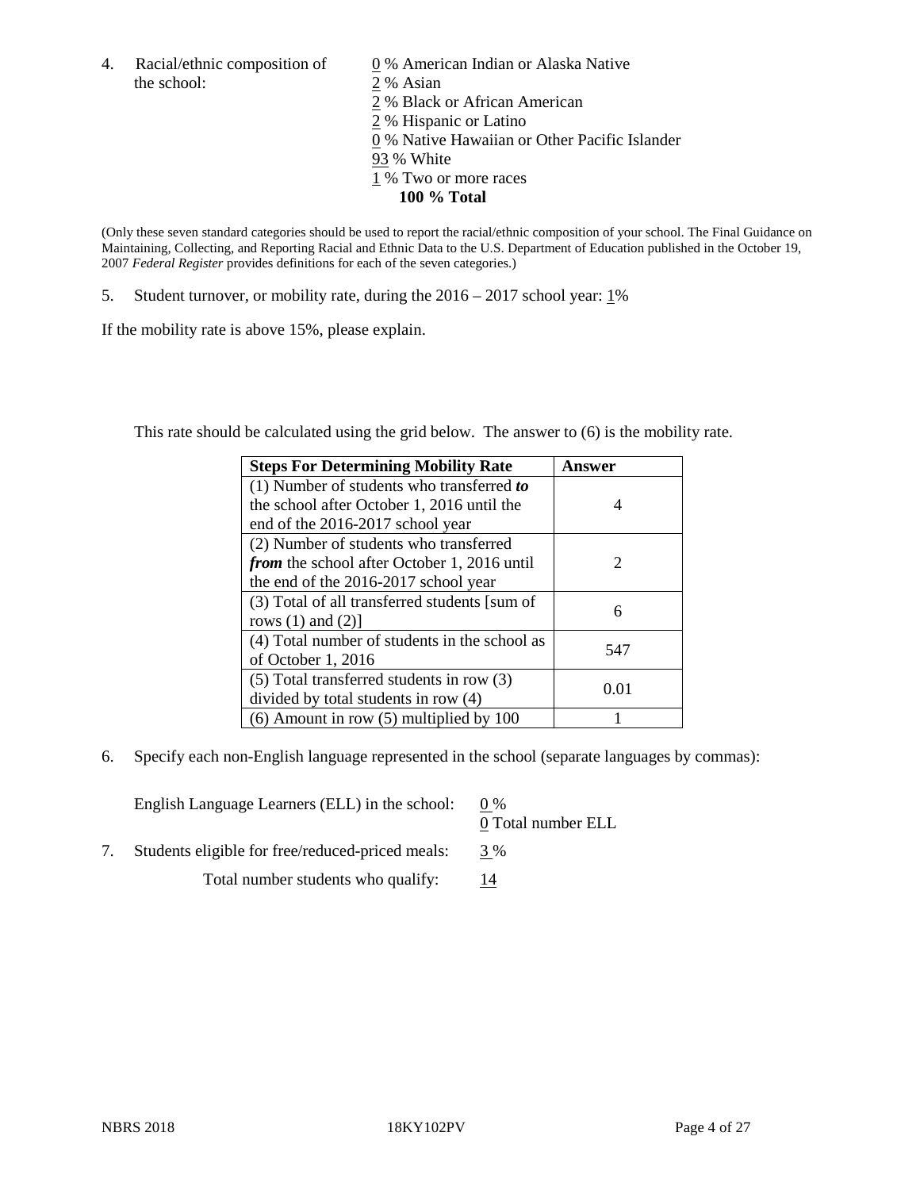4. Racial/ethnic composition of the school:

0 % American Indian or Alaska Native
2 % Asian
2 % Black or African American
2 % Hispanic or Latino
0 % Native Hawaiian or Other Pacific Islander
93 % White
1 % Two or more races
**100 % Total**

(Only these seven standard categories should be used to report the racial/ethnic composition of your school. The Final Guidance on Maintaining, Collecting, and Reporting Racial and Ethnic Data to the U.S. Department of Education published in the October 19, 2007 *Federal Register* provides definitions for each of the seven categories.)

5. Student turnover, or mobility rate, during the 2016 – 2017 school year: 1%

If the mobility rate is above 15%, please explain.

This rate should be calculated using the grid below. The answer to (6) is the mobility rate.

| **Steps For Determining Mobility Rate** | **Answer** |
|---|---|
| (1) Number of students who transferred ***to*** the school after October 1, 2016 until the end of the 2016-2017 school year | 4 |
| (2) Number of students who transferred ***from*** the school after October 1, 2016 until the end of the 2016-2017 school year | 2 |
| (3) Total of all transferred students [sum of rows (1) and (2)] | 6 |
| (4) Total number of students in the school as of October 1, 2016 | 547 |
| (5) Total transferred students in row (3) divided by total students in row (4) | 0.01 |
| (6) Amount in row (5) multiplied by 100 | 1 |

6. Specify each non-English language represented in the school (separate languages by commas):

English Language Learners (ELL) in the school: 0 %
0 Total number ELL

7. Students eligible for free/reduced-priced meals: 3 %

Total number students who qualify: 14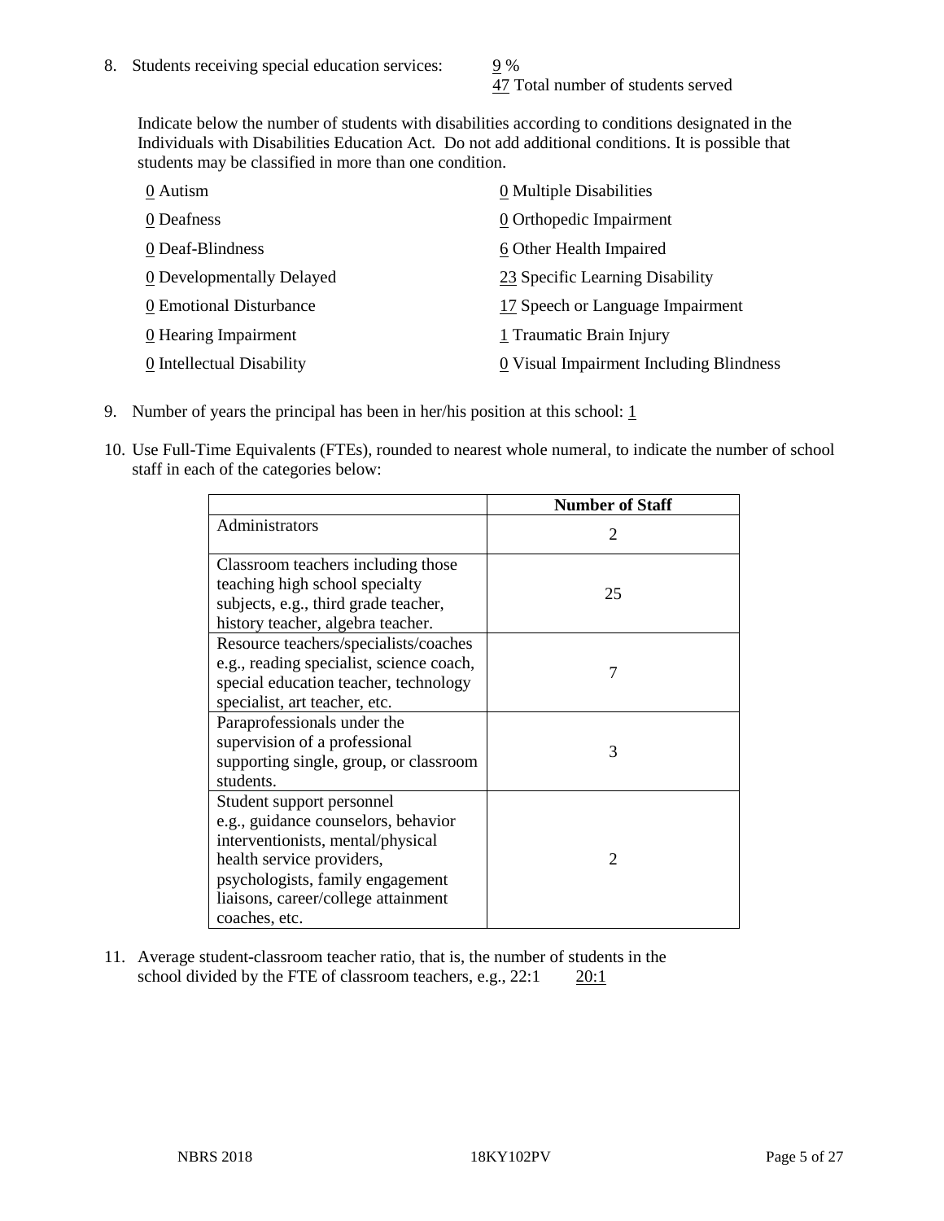8. Students receiving special education services: 9 %
   47 Total number of students served

   Indicate below the number of students with disabilities according to conditions designated in the Individuals with Disabilities Education Act. Do not add additional conditions. It is possible that students may be classified in more than one condition.

   0 Autism
   0 Deafness
   0 Deaf-Blindness
   0 Developmentally Delayed
   0 Emotional Disturbance
   0 Hearing Impairment
   0 Intellectual Disability
   0 Multiple Disabilities
   0 Orthopedic Impairment
   6 Other Health Impaired
   23 Specific Learning Disability
   17 Speech or Language Impairment
   1 Traumatic Brain Injury
   0 Visual Impairment Including Blindness

9. Number of years the principal has been in her/his position at this school: 1

10. Use Full-Time Equivalents (FTEs), rounded to nearest whole numeral, to indicate the number of school staff in each of the categories below:

| | Number of Staff |
|---|---|
| Administrators | 2 |
| Classroom teachers including those teaching high school specialty subjects, e.g., third grade teacher, history teacher, algebra teacher. | 25 |
| Resource teachers/specialists/coaches e.g., reading specialist, science coach, special education teacher, technology specialist, art teacher, etc. | 7 |
| Paraprofessionals under the supervision of a professional supporting single, group, or classroom students. | 3 |
| Student support personnel e.g., guidance counselors, behavior interventionists, mental/physical health service providers, psychologists, family engagement liaisons, career/college attainment coaches, etc. | 2 |

11. Average student-classroom teacher ratio, that is, the number of students in the school divided by the FTE of classroom teachers, e.g., 22:1 20:1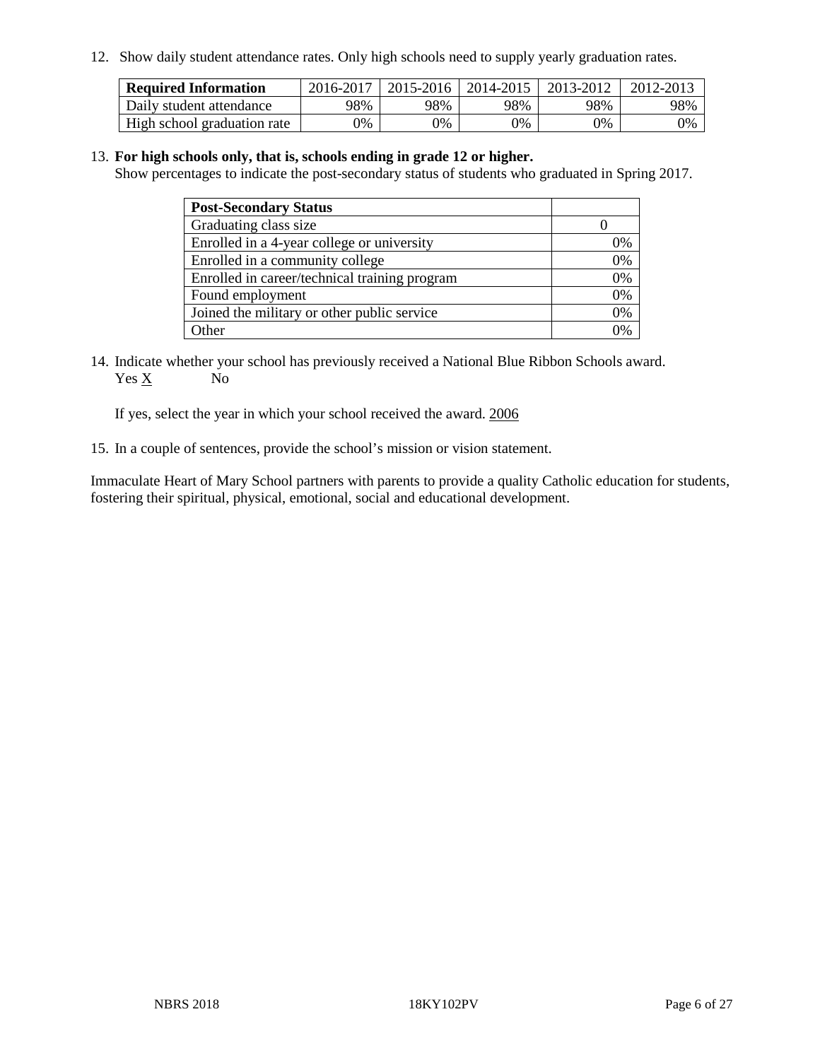12. Show daily student attendance rates. Only high schools need to supply yearly graduation rates.

| Required Information | 2016-2017 | 2015-2016 | 2014-2015 | 2013-2012 | 2012-2013 |
|---|---|---|---|---|---|
| Daily student attendance | 98% | 98% | 98% | 98% | 98% |
| High school graduation rate | 0% | 0% | 0% | 0% | 0% |

13. **For high schools only, that is, schools ending in grade 12 or higher.**
Show percentages to indicate the post-secondary status of students who graduated in Spring 2017.

| Post-Secondary Status | |
|---|---|
| Graduating class size | 0 |
| Enrolled in a 4-year college or university | 0% |
| Enrolled in a community college | 0% |
| Enrolled in career/technical training program | 0% |
| Found employment | 0% |
| Joined the military or other public service | 0% |
| Other | 0% |

14. Indicate whether your school has previously received a National Blue Ribbon Schools award.
Yes X No

If yes, select the year in which your school received the award. 2006

15. In a couple of sentences, provide the school's mission or vision statement.

Immaculate Heart of Mary School partners with parents to provide a quality Catholic education for students, fostering their spiritual, physical, emotional, social and educational development.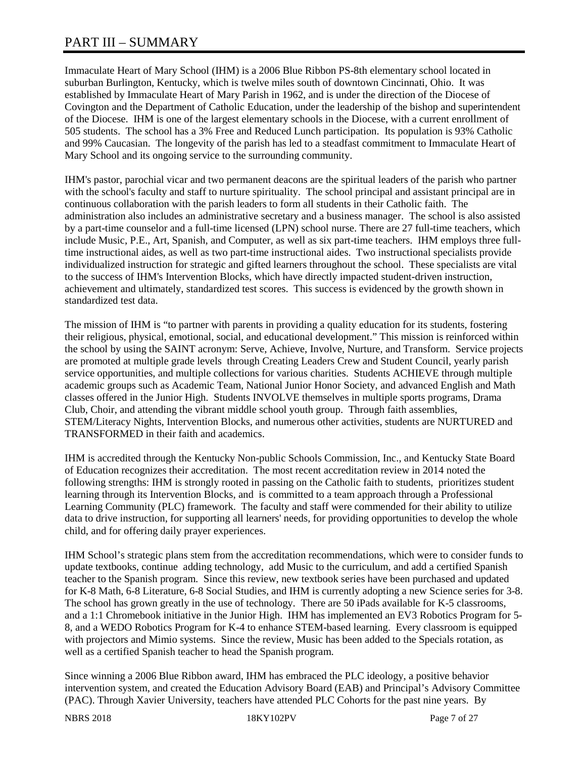# PART III – SUMMARY

Immaculate Heart of Mary School (IHM) is a 2006 Blue Ribbon PS-8th elementary school located in suburban Burlington, Kentucky, which is twelve miles south of downtown Cincinnati, Ohio. It was established by Immaculate Heart of Mary Parish in 1962, and is under the direction of the Diocese of Covington and the Department of Catholic Education, under the leadership of the bishop and superintendent of the Diocese. IHM is one of the largest elementary schools in the Diocese, with a current enrollment of 505 students. The school has a 3% Free and Reduced Lunch participation. Its population is 93% Catholic and 99% Caucasian. The longevity of the parish has led to a steadfast commitment to Immaculate Heart of Mary School and its ongoing service to the surrounding community.

IHM's pastor, parochial vicar and two permanent deacons are the spiritual leaders of the parish who partner with the school's faculty and staff to nurture spirituality. The school principal and assistant principal are in continuous collaboration with the parish leaders to form all students in their Catholic faith. The administration also includes an administrative secretary and a business manager. The school is also assisted by a part-time counselor and a full-time licensed (LPN) school nurse. There are 27 full-time teachers, which include Music, P.E., Art, Spanish, and Computer, as well as six part-time teachers. IHM employs three full-time instructional aides, as well as two part-time instructional aides. Two instructional specialists provide individualized instruction for strategic and gifted learners throughout the school. These specialists are vital to the success of IHM's Intervention Blocks, which have directly impacted student-driven instruction, achievement and ultimately, standardized test scores. This success is evidenced by the growth shown in standardized test data.

The mission of IHM is "to partner with parents in providing a quality education for its students, fostering their religious, physical, emotional, social, and educational development." This mission is reinforced within the school by using the SAINT acronym: Serve, Achieve, Involve, Nurture, and Transform. Service projects are promoted at multiple grade levels through Creating Leaders Crew and Student Council, yearly parish service opportunities, and multiple collections for various charities. Students ACHIEVE through multiple academic groups such as Academic Team, National Junior Honor Society, and advanced English and Math classes offered in the Junior High. Students INVOLVE themselves in multiple sports programs, Drama Club, Choir, and attending the vibrant middle school youth group. Through faith assemblies, STEM/Literacy Nights, Intervention Blocks, and numerous other activities, students are NURTURED and TRANSFORMED in their faith and academics.

IHM is accredited through the Kentucky Non-public Schools Commission, Inc., and Kentucky State Board of Education recognizes their accreditation. The most recent accreditation review in 2014 noted the following strengths: IHM is strongly rooted in passing on the Catholic faith to students, prioritizes student learning through its Intervention Blocks, and is committed to a team approach through a Professional Learning Community (PLC) framework. The faculty and staff were commended for their ability to utilize data to drive instruction, for supporting all learners' needs, for providing opportunities to develop the whole child, and for offering daily prayer experiences.

IHM School's strategic plans stem from the accreditation recommendations, which were to consider funds to update textbooks, continue adding technology, add Music to the curriculum, and add a certified Spanish teacher to the Spanish program. Since this review, new textbook series have been purchased and updated for K-8 Math, 6-8 Literature, 6-8 Social Studies, and IHM is currently adopting a new Science series for 3-8. The school has grown greatly in the use of technology. There are 50 iPads available for K-5 classrooms, and a 1:1 Chromebook initiative in the Junior High. IHM has implemented an EV3 Robotics Program for 5-8, and a WEDO Robotics Program for K-4 to enhance STEM-based learning. Every classroom is equipped with projectors and Mimio systems. Since the review, Music has been added to the Specials rotation, as well as a certified Spanish teacher to head the Spanish program.

Since winning a 2006 Blue Ribbon award, IHM has embraced the PLC ideology, a positive behavior intervention system, and created the Education Advisory Board (EAB) and Principal's Advisory Committee (PAC). Through Xavier University, teachers have attended PLC Cohorts for the past nine years. By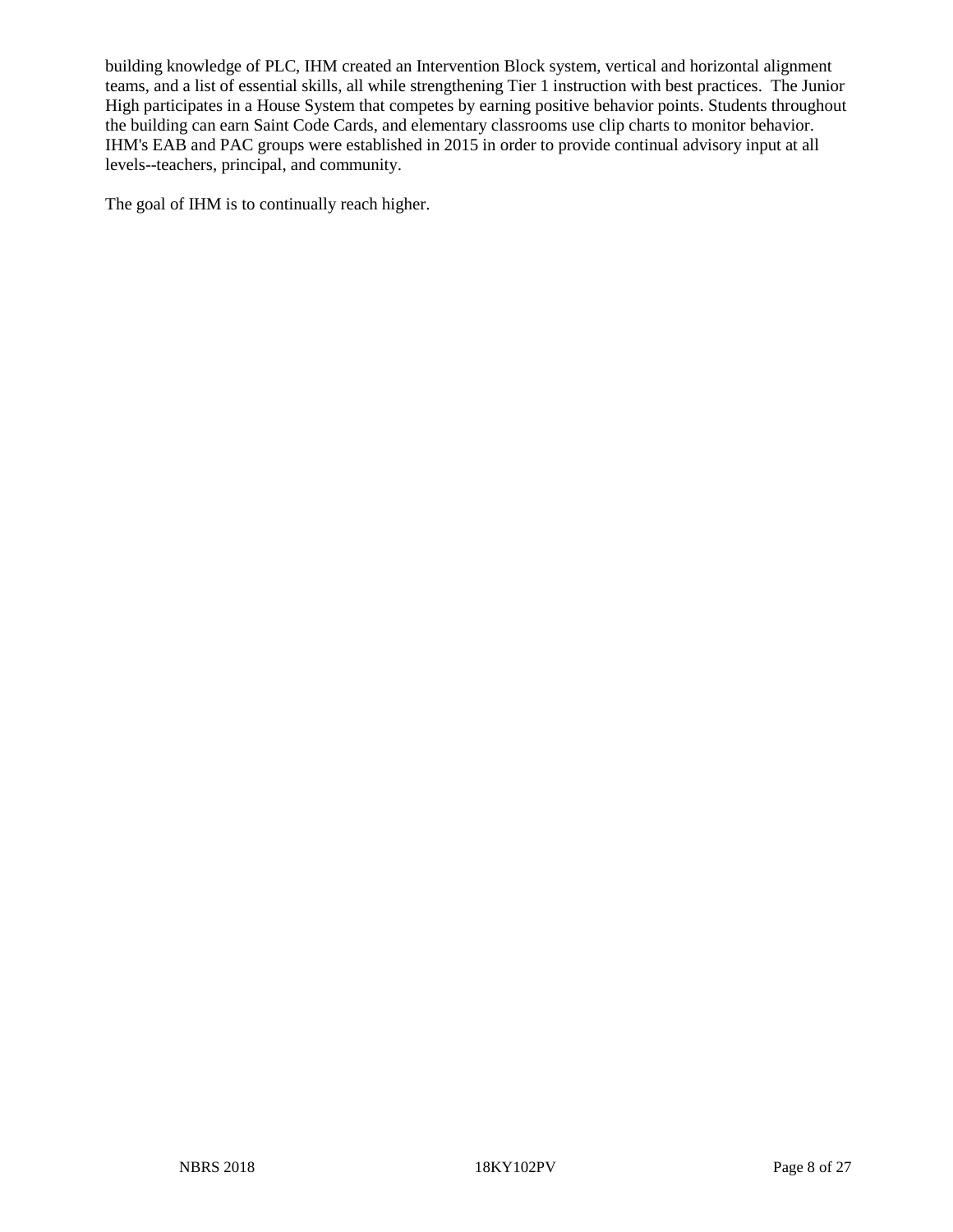building knowledge of PLC, IHM created an Intervention Block system, vertical and horizontal alignment teams, and a list of essential skills, all while strengthening Tier 1 instruction with best practices. The Junior High participates in a House System that competes by earning positive behavior points. Students throughout the building can earn Saint Code Cards, and elementary classrooms use clip charts to monitor behavior. IHM's EAB and PAC groups were established in 2015 in order to provide continual advisory input at all levels--teachers, principal, and community.

The goal of IHM is to continually reach higher.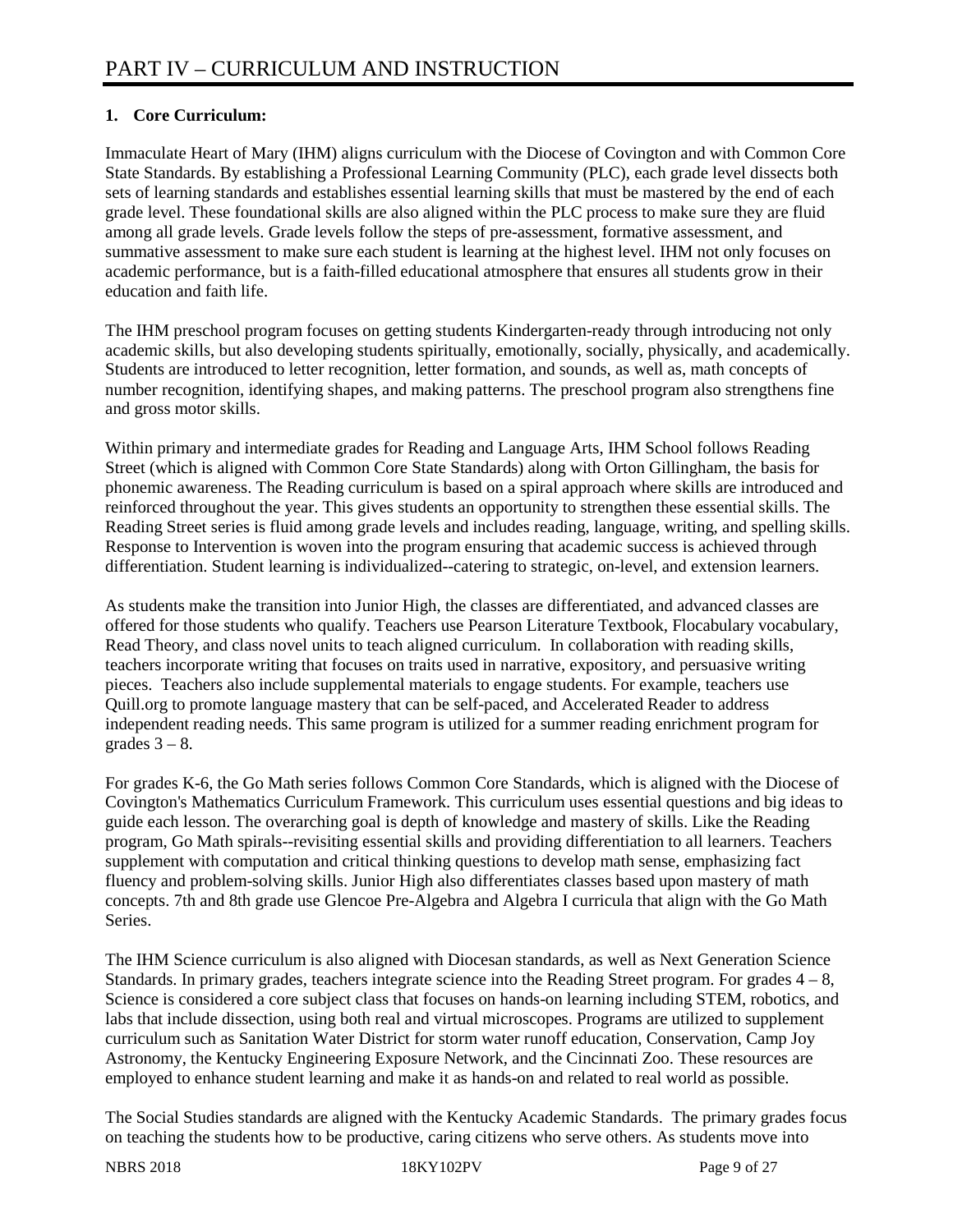# PART IV – CURRICULUM AND INSTRUCTION

**1. Core Curriculum:**

Immaculate Heart of Mary (IHM) aligns curriculum with the Diocese of Covington and with Common Core State Standards. By establishing a Professional Learning Community (PLC), each grade level dissects both sets of learning standards and establishes essential learning skills that must be mastered by the end of each grade level. These foundational skills are also aligned within the PLC process to make sure they are fluid among all grade levels. Grade levels follow the steps of pre-assessment, formative assessment, and summative assessment to make sure each student is learning at the highest level. IHM not only focuses on academic performance, but is a faith-filled educational atmosphere that ensures all students grow in their education and faith life.

The IHM preschool program focuses on getting students Kindergarten-ready through introducing not only academic skills, but also developing students spiritually, emotionally, socially, physically, and academically. Students are introduced to letter recognition, letter formation, and sounds, as well as, math concepts of number recognition, identifying shapes, and making patterns. The preschool program also strengthens fine and gross motor skills.

Within primary and intermediate grades for Reading and Language Arts, IHM School follows Reading Street (which is aligned with Common Core State Standards) along with Orton Gillingham, the basis for phonemic awareness. The Reading curriculum is based on a spiral approach where skills are introduced and reinforced throughout the year. This gives students an opportunity to strengthen these essential skills. The Reading Street series is fluid among grade levels and includes reading, language, writing, and spelling skills. Response to Intervention is woven into the program ensuring that academic success is achieved through differentiation. Student learning is individualized--catering to strategic, on-level, and extension learners.

As students make the transition into Junior High, the classes are differentiated, and advanced classes are offered for those students who qualify. Teachers use Pearson Literature Textbook, Flocabulary vocabulary, Read Theory, and class novel units to teach aligned curriculum. In collaboration with reading skills, teachers incorporate writing that focuses on traits used in narrative, expository, and persuasive writing pieces. Teachers also include supplemental materials to engage students. For example, teachers use Quill.org to promote language mastery that can be self-paced, and Accelerated Reader to address independent reading needs. This same program is utilized for a summer reading enrichment program for grades 3 – 8.

For grades K-6, the Go Math series follows Common Core Standards, which is aligned with the Diocese of Covington's Mathematics Curriculum Framework. This curriculum uses essential questions and big ideas to guide each lesson. The overarching goal is depth of knowledge and mastery of skills. Like the Reading program, Go Math spirals--revisiting essential skills and providing differentiation to all learners. Teachers supplement with computation and critical thinking questions to develop math sense, emphasizing fact fluency and problem-solving skills. Junior High also differentiates classes based upon mastery of math concepts. 7th and 8th grade use Glencoe Pre-Algebra and Algebra I curricula that align with the Go Math Series.

The IHM Science curriculum is also aligned with Diocesan standards, as well as Next Generation Science Standards. In primary grades, teachers integrate science into the Reading Street program. For grades 4 – 8, Science is considered a core subject class that focuses on hands-on learning including STEM, robotics, and labs that include dissection, using both real and virtual microscopes. Programs are utilized to supplement curriculum such as Sanitation Water District for storm water runoff education, Conservation, Camp Joy Astronomy, the Kentucky Engineering Exposure Network, and the Cincinnati Zoo. These resources are employed to enhance student learning and make it as hands-on and related to real world as possible.

The Social Studies standards are aligned with the Kentucky Academic Standards. The primary grades focus on teaching the students how to be productive, caring citizens who serve others. As students move into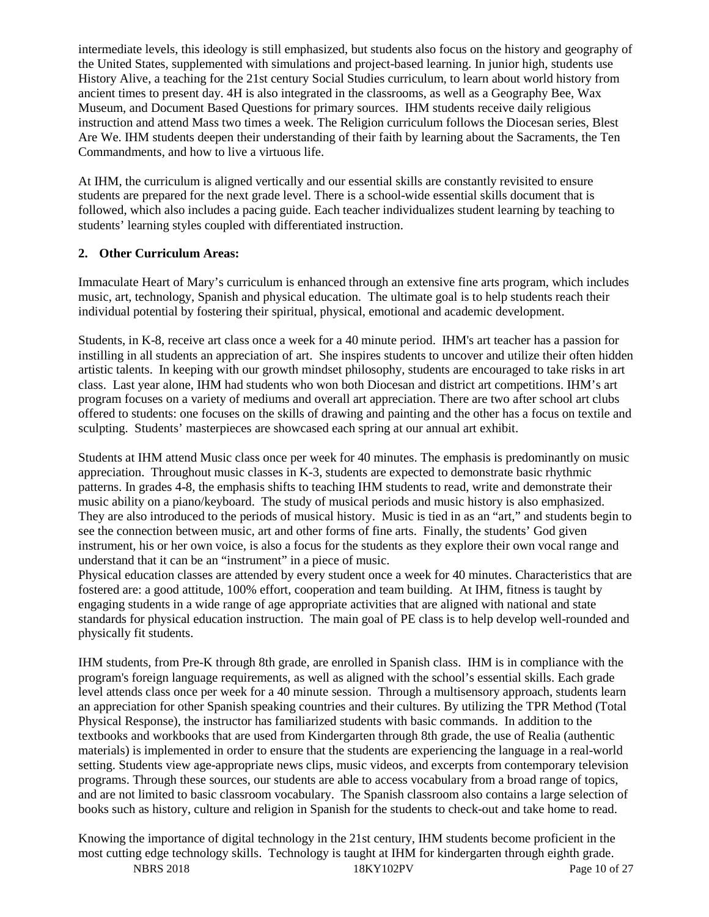intermediate levels, this ideology is still emphasized, but students also focus on the history and geography of the United States, supplemented with simulations and project-based learning. In junior high, students use History Alive, a teaching for the 21st century Social Studies curriculum, to learn about world history from ancient times to present day. 4H is also integrated in the classrooms, as well as a Geography Bee, Wax Museum, and Document Based Questions for primary sources. IHM students receive daily religious instruction and attend Mass two times a week. The Religion curriculum follows the Diocesan series, Blest Are We. IHM students deepen their understanding of their faith by learning about the Sacraments, the Ten Commandments, and how to live a virtuous life.

At IHM, the curriculum is aligned vertically and our essential skills are constantly revisited to ensure students are prepared for the next grade level. There is a school-wide essential skills document that is followed, which also includes a pacing guide. Each teacher individualizes student learning by teaching to students' learning styles coupled with differentiated instruction.

**2. Other Curriculum Areas:**

Immaculate Heart of Mary's curriculum is enhanced through an extensive fine arts program, which includes music, art, technology, Spanish and physical education. The ultimate goal is to help students reach their individual potential by fostering their spiritual, physical, emotional and academic development.

Students, in K-8, receive art class once a week for a 40 minute period. IHM's art teacher has a passion for instilling in all students an appreciation of art. She inspires students to uncover and utilize their often hidden artistic talents. In keeping with our growth mindset philosophy, students are encouraged to take risks in art class. Last year alone, IHM had students who won both Diocesan and district art competitions. IHM's art program focuses on a variety of mediums and overall art appreciation. There are two after school art clubs offered to students: one focuses on the skills of drawing and painting and the other has a focus on textile and sculpting. Students' masterpieces are showcased each spring at our annual art exhibit.

Students at IHM attend Music class once per week for 40 minutes. The emphasis is predominantly on music appreciation. Throughout music classes in K-3, students are expected to demonstrate basic rhythmic patterns. In grades 4-8, the emphasis shifts to teaching IHM students to read, write and demonstrate their music ability on a piano/keyboard. The study of musical periods and music history is also emphasized. They are also introduced to the periods of musical history. Music is tied in as an "art," and students begin to see the connection between music, art and other forms of fine arts. Finally, the students' God given instrument, his or her own voice, is also a focus for the students as they explore their own vocal range and understand that it can be an "instrument" in a piece of music.

Physical education classes are attended by every student once a week for 40 minutes. Characteristics that are fostered are: a good attitude, 100% effort, cooperation and team building. At IHM, fitness is taught by engaging students in a wide range of age appropriate activities that are aligned with national and state standards for physical education instruction. The main goal of PE class is to help develop well-rounded and physically fit students.

IHM students, from Pre-K through 8th grade, are enrolled in Spanish class. IHM is in compliance with the program's foreign language requirements, as well as aligned with the school's essential skills. Each grade level attends class once per week for a 40 minute session. Through a multisensory approach, students learn an appreciation for other Spanish speaking countries and their cultures. By utilizing the TPR Method (Total Physical Response), the instructor has familiarized students with basic commands. In addition to the textbooks and workbooks that are used from Kindergarten through 8th grade, the use of Realia (authentic materials) is implemented in order to ensure that the students are experiencing the language in a real-world setting. Students view age-appropriate news clips, music videos, and excerpts from contemporary television programs. Through these sources, our students are able to access vocabulary from a broad range of topics, and are not limited to basic classroom vocabulary. The Spanish classroom also contains a large selection of books such as history, culture and religion in Spanish for the students to check-out and take home to read.

Knowing the importance of digital technology in the 21st century, IHM students become proficient in the most cutting edge technology skills. Technology is taught at IHM for kindergarten through eighth grade.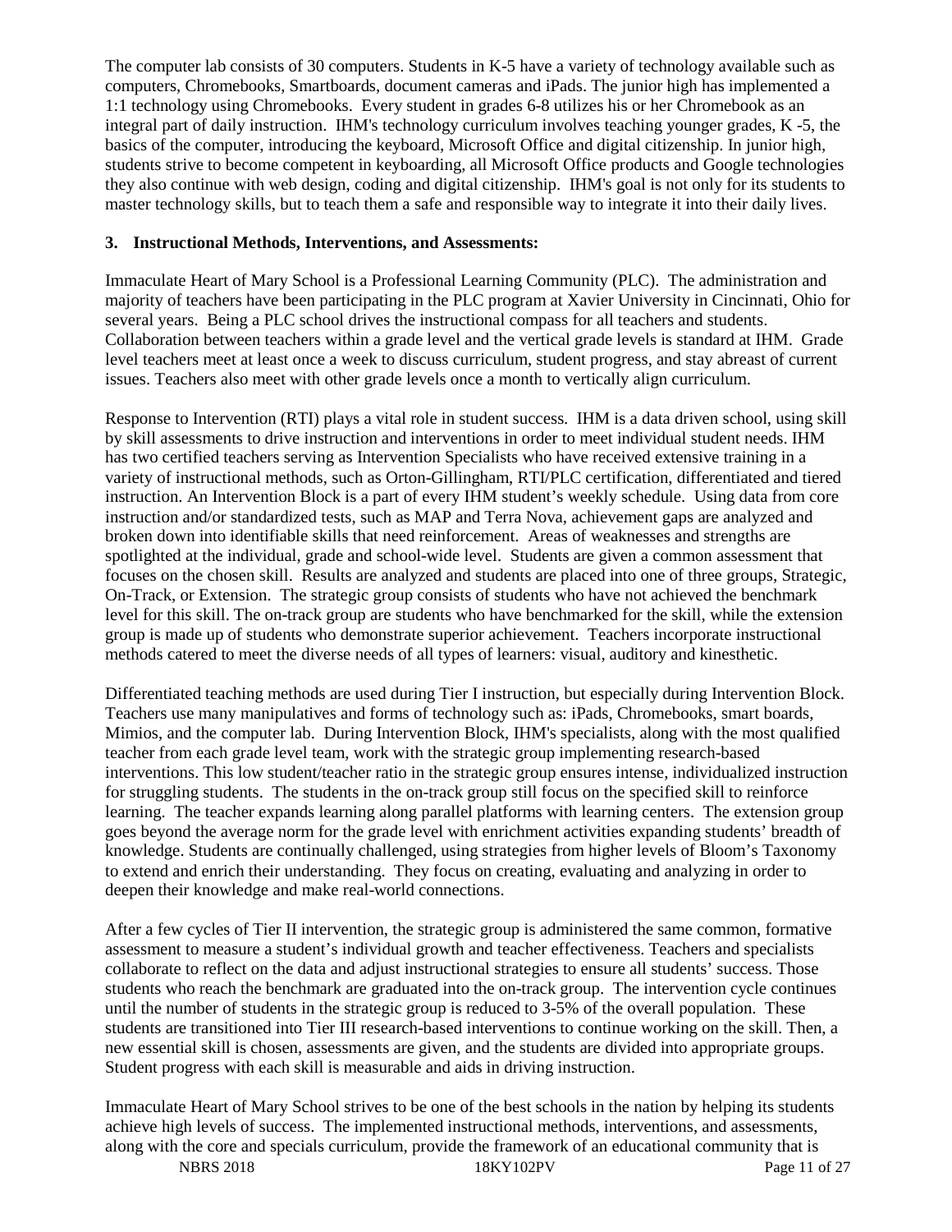The computer lab consists of 30 computers. Students in K-5 have a variety of technology available such as computers, Chromebooks, Smartboards, document cameras and iPads. The junior high has implemented a 1:1 technology using Chromebooks. Every student in grades 6-8 utilizes his or her Chromebook as an integral part of daily instruction. IHM's technology curriculum involves teaching younger grades, K -5, the basics of the computer, introducing the keyboard, Microsoft Office and digital citizenship. In junior high, students strive to become competent in keyboarding, all Microsoft Office products and Google technologies they also continue with web design, coding and digital citizenship. IHM's goal is not only for its students to master technology skills, but to teach them a safe and responsible way to integrate it into their daily lives.

**3. Instructional Methods, Interventions, and Assessments:**

Immaculate Heart of Mary School is a Professional Learning Community (PLC). The administration and majority of teachers have been participating in the PLC program at Xavier University in Cincinnati, Ohio for several years. Being a PLC school drives the instructional compass for all teachers and students. Collaboration between teachers within a grade level and the vertical grade levels is standard at IHM. Grade level teachers meet at least once a week to discuss curriculum, student progress, and stay abreast of current issues. Teachers also meet with other grade levels once a month to vertically align curriculum.

Response to Intervention (RTI) plays a vital role in student success. IHM is a data driven school, using skill by skill assessments to drive instruction and interventions in order to meet individual student needs. IHM has two certified teachers serving as Intervention Specialists who have received extensive training in a variety of instructional methods, such as Orton-Gillingham, RTI/PLC certification, differentiated and tiered instruction. An Intervention Block is a part of every IHM student's weekly schedule. Using data from core instruction and/or standardized tests, such as MAP and Terra Nova, achievement gaps are analyzed and broken down into identifiable skills that need reinforcement. Areas of weaknesses and strengths are spotlighted at the individual, grade and school-wide level. Students are given a common assessment that focuses on the chosen skill. Results are analyzed and students are placed into one of three groups, Strategic, On-Track, or Extension. The strategic group consists of students who have not achieved the benchmark level for this skill. The on-track group are students who have benchmarked for the skill, while the extension group is made up of students who demonstrate superior achievement. Teachers incorporate instructional methods catered to meet the diverse needs of all types of learners: visual, auditory and kinesthetic.

Differentiated teaching methods are used during Tier I instruction, but especially during Intervention Block. Teachers use many manipulatives and forms of technology such as: iPads, Chromebooks, smart boards, Mimios, and the computer lab. During Intervention Block, IHM's specialists, along with the most qualified teacher from each grade level team, work with the strategic group implementing research-based interventions. This low student/teacher ratio in the strategic group ensures intense, individualized instruction for struggling students. The students in the on-track group still focus on the specified skill to reinforce learning. The teacher expands learning along parallel platforms with learning centers. The extension group goes beyond the average norm for the grade level with enrichment activities expanding students' breadth of knowledge. Students are continually challenged, using strategies from higher levels of Bloom's Taxonomy to extend and enrich their understanding. They focus on creating, evaluating and analyzing in order to deepen their knowledge and make real-world connections.

After a few cycles of Tier II intervention, the strategic group is administered the same common, formative assessment to measure a student's individual growth and teacher effectiveness. Teachers and specialists collaborate to reflect on the data and adjust instructional strategies to ensure all students' success. Those students who reach the benchmark are graduated into the on-track group. The intervention cycle continues until the number of students in the strategic group is reduced to 3-5% of the overall population. These students are transitioned into Tier III research-based interventions to continue working on the skill. Then, a new essential skill is chosen, assessments are given, and the students are divided into appropriate groups. Student progress with each skill is measurable and aids in driving instruction.

Immaculate Heart of Mary School strives to be one of the best schools in the nation by helping its students achieve high levels of success. The implemented instructional methods, interventions, and assessments, along with the core and specials curriculum, provide the framework of an educational community that is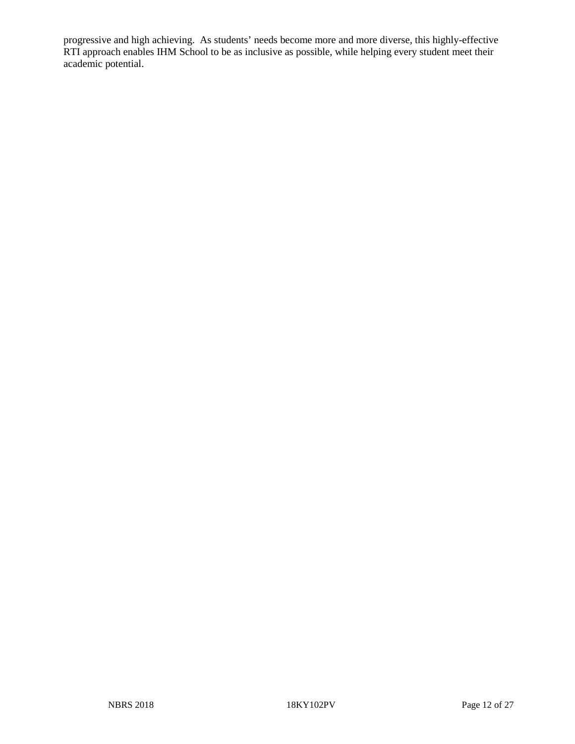progressive and high achieving. As students' needs become more and more diverse, this highly-effective RTI approach enables IHM School to be as inclusive as possible, while helping every student meet their academic potential.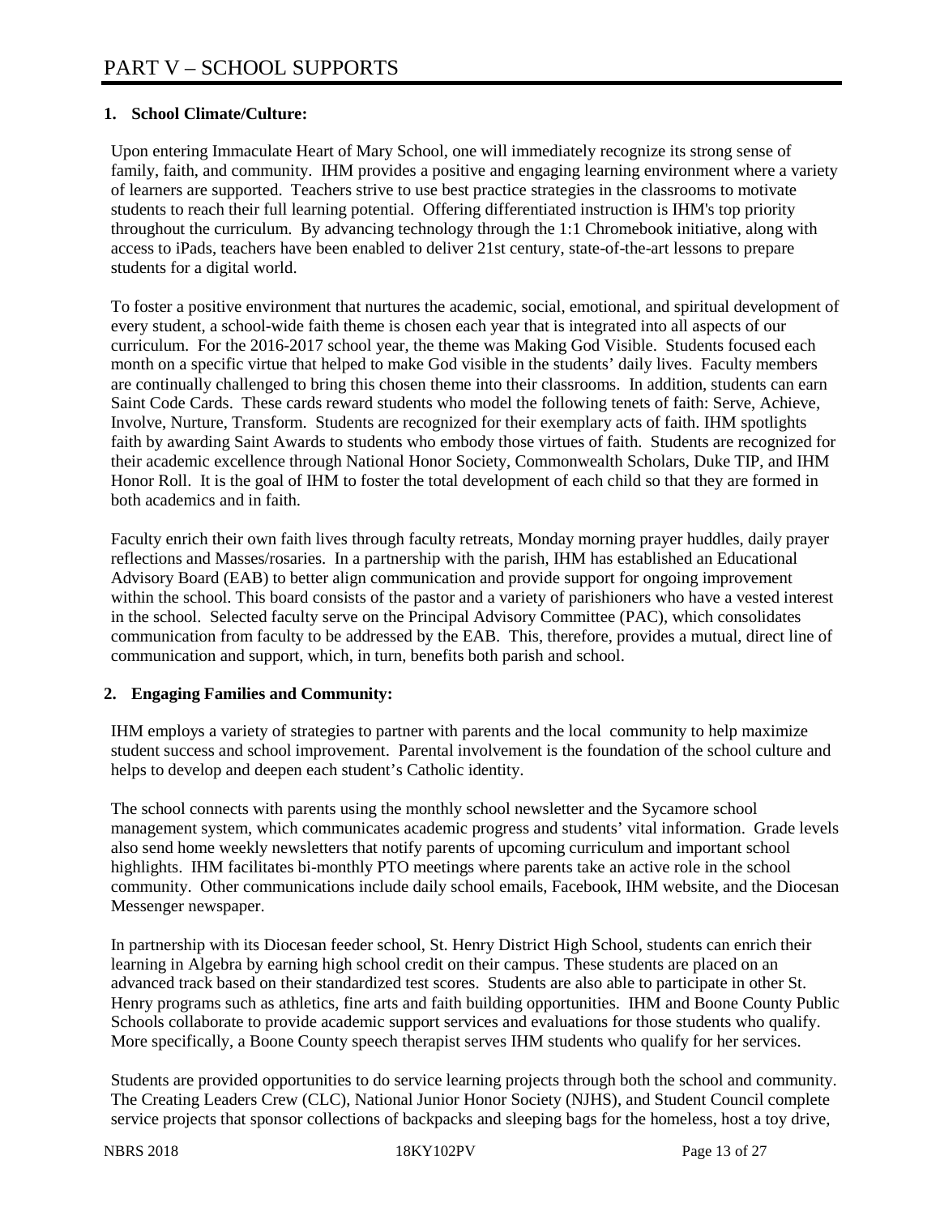# PART V – SCHOOL SUPPORTS

## 1. School Climate/Culture:

Upon entering Immaculate Heart of Mary School, one will immediately recognize its strong sense of family, faith, and community. IHM provides a positive and engaging learning environment where a variety of learners are supported. Teachers strive to use best practice strategies in the classrooms to motivate students to reach their full learning potential. Offering differentiated instruction is IHM's top priority throughout the curriculum. By advancing technology through the 1:1 Chromebook initiative, along with access to iPads, teachers have been enabled to deliver 21st century, state-of-the-art lessons to prepare students for a digital world.

To foster a positive environment that nurtures the academic, social, emotional, and spiritual development of every student, a school-wide faith theme is chosen each year that is integrated into all aspects of our curriculum. For the 2016-2017 school year, the theme was Making God Visible. Students focused each month on a specific virtue that helped to make God visible in the students' daily lives. Faculty members are continually challenged to bring this chosen theme into their classrooms. In addition, students can earn Saint Code Cards. These cards reward students who model the following tenets of faith: Serve, Achieve, Involve, Nurture, Transform. Students are recognized for their exemplary acts of faith. IHM spotlights faith by awarding Saint Awards to students who embody those virtues of faith. Students are recognized for their academic excellence through National Honor Society, Commonwealth Scholars, Duke TIP, and IHM Honor Roll. It is the goal of IHM to foster the total development of each child so that they are formed in both academics and in faith.

Faculty enrich their own faith lives through faculty retreats, Monday morning prayer huddles, daily prayer reflections and Masses/rosaries. In a partnership with the parish, IHM has established an Educational Advisory Board (EAB) to better align communication and provide support for ongoing improvement within the school. This board consists of the pastor and a variety of parishioners who have a vested interest in the school. Selected faculty serve on the Principal Advisory Committee (PAC), which consolidates communication from faculty to be addressed by the EAB. This, therefore, provides a mutual, direct line of communication and support, which, in turn, benefits both parish and school.

## 2. Engaging Families and Community:

IHM employs a variety of strategies to partner with parents and the local community to help maximize student success and school improvement. Parental involvement is the foundation of the school culture and helps to develop and deepen each student's Catholic identity.

The school connects with parents using the monthly school newsletter and the Sycamore school management system, which communicates academic progress and students' vital information. Grade levels also send home weekly newsletters that notify parents of upcoming curriculum and important school highlights. IHM facilitates bi-monthly PTO meetings where parents take an active role in the school community. Other communications include daily school emails, Facebook, IHM website, and the Diocesan Messenger newspaper.

In partnership with its Diocesan feeder school, St. Henry District High School, students can enrich their learning in Algebra by earning high school credit on their campus. These students are placed on an advanced track based on their standardized test scores. Students are also able to participate in other St. Henry programs such as athletics, fine arts and faith building opportunities. IHM and Boone County Public Schools collaborate to provide academic support services and evaluations for those students who qualify. More specifically, a Boone County speech therapist serves IHM students who qualify for her services.

Students are provided opportunities to do service learning projects through both the school and community. The Creating Leaders Crew (CLC), National Junior Honor Society (NJHS), and Student Council complete service projects that sponsor collections of backpacks and sleeping bags for the homeless, host a toy drive,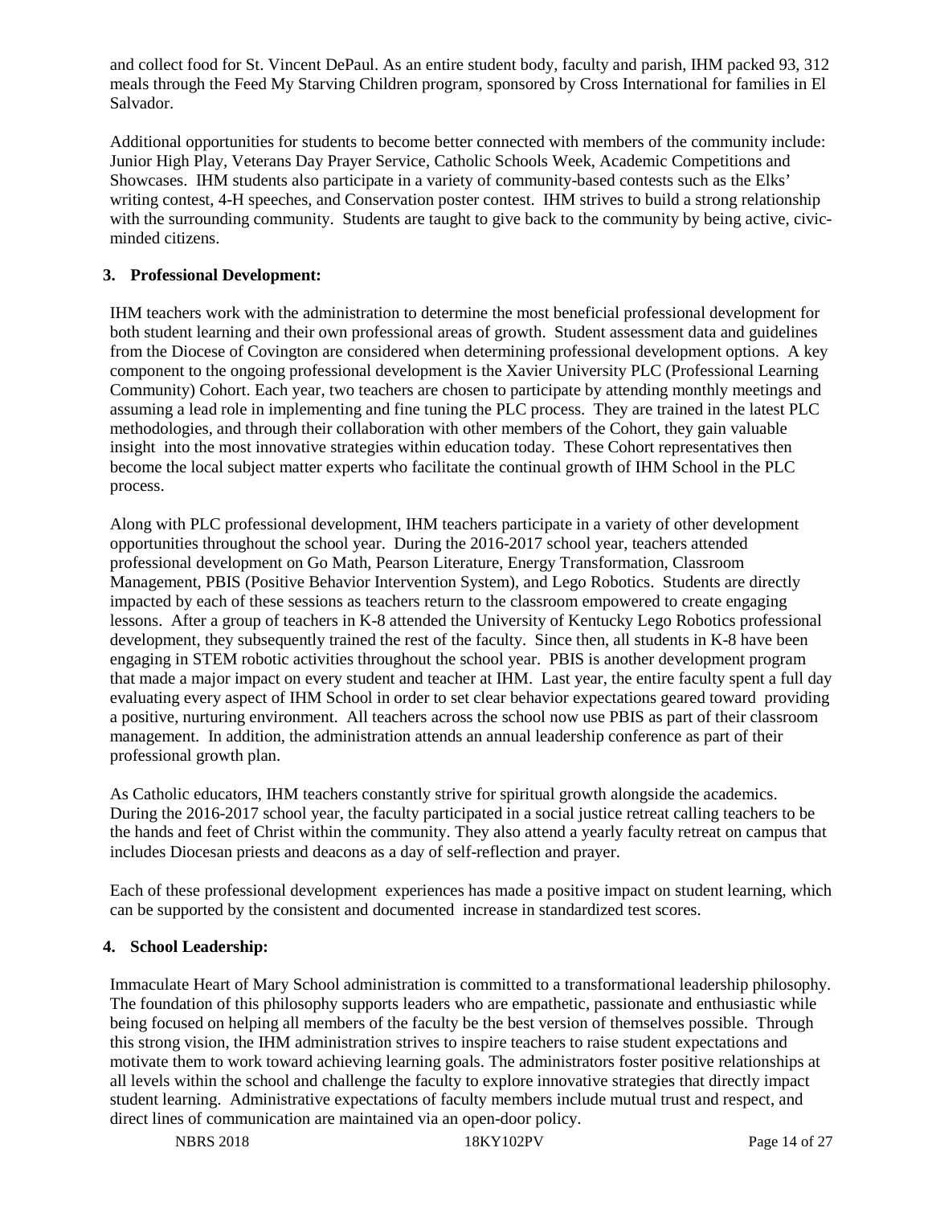and collect food for St. Vincent DePaul. As an entire student body, faculty and parish, IHM packed 93, 312 meals through the Feed My Starving Children program, sponsored by Cross International for families in El Salvador.

Additional opportunities for students to become better connected with members of the community include: Junior High Play, Veterans Day Prayer Service, Catholic Schools Week, Academic Competitions and Showcases. IHM students also participate in a variety of community-based contests such as the Elks' writing contest, 4-H speeches, and Conservation poster contest. IHM strives to build a strong relationship with the surrounding community. Students are taught to give back to the community by being active, civic-minded citizens.

**3. Professional Development:**

IHM teachers work with the administration to determine the most beneficial professional development for both student learning and their own professional areas of growth. Student assessment data and guidelines from the Diocese of Covington are considered when determining professional development options. A key component to the ongoing professional development is the Xavier University PLC (Professional Learning Community) Cohort. Each year, two teachers are chosen to participate by attending monthly meetings and assuming a lead role in implementing and fine tuning the PLC process. They are trained in the latest PLC methodologies, and through their collaboration with other members of the Cohort, they gain valuable insight into the most innovative strategies within education today. These Cohort representatives then become the local subject matter experts who facilitate the continual growth of IHM School in the PLC process.

Along with PLC professional development, IHM teachers participate in a variety of other development opportunities throughout the school year. During the 2016-2017 school year, teachers attended professional development on Go Math, Pearson Literature, Energy Transformation, Classroom Management, PBIS (Positive Behavior Intervention System), and Lego Robotics. Students are directly impacted by each of these sessions as teachers return to the classroom empowered to create engaging lessons. After a group of teachers in K-8 attended the University of Kentucky Lego Robotics professional development, they subsequently trained the rest of the faculty. Since then, all students in K-8 have been engaging in STEM robotic activities throughout the school year. PBIS is another development program that made a major impact on every student and teacher at IHM. Last year, the entire faculty spent a full day evaluating every aspect of IHM School in order to set clear behavior expectations geared toward providing a positive, nurturing environment. All teachers across the school now use PBIS as part of their classroom management. In addition, the administration attends an annual leadership conference as part of their professional growth plan.

As Catholic educators, IHM teachers constantly strive for spiritual growth alongside the academics. During the 2016-2017 school year, the faculty participated in a social justice retreat calling teachers to be the hands and feet of Christ within the community. They also attend a yearly faculty retreat on campus that includes Diocesan priests and deacons as a day of self-reflection and prayer.

Each of these professional development experiences has made a positive impact on student learning, which can be supported by the consistent and documented increase in standardized test scores.

**4. School Leadership:**

Immaculate Heart of Mary School administration is committed to a transformational leadership philosophy. The foundation of this philosophy supports leaders who are empathetic, passionate and enthusiastic while being focused on helping all members of the faculty be the best version of themselves possible. Through this strong vision, the IHM administration strives to inspire teachers to raise student expectations and motivate them to work toward achieving learning goals. The administrators foster positive relationships at all levels within the school and challenge the faculty to explore innovative strategies that directly impact student learning. Administrative expectations of faculty members include mutual trust and respect, and direct lines of communication are maintained via an open-door policy.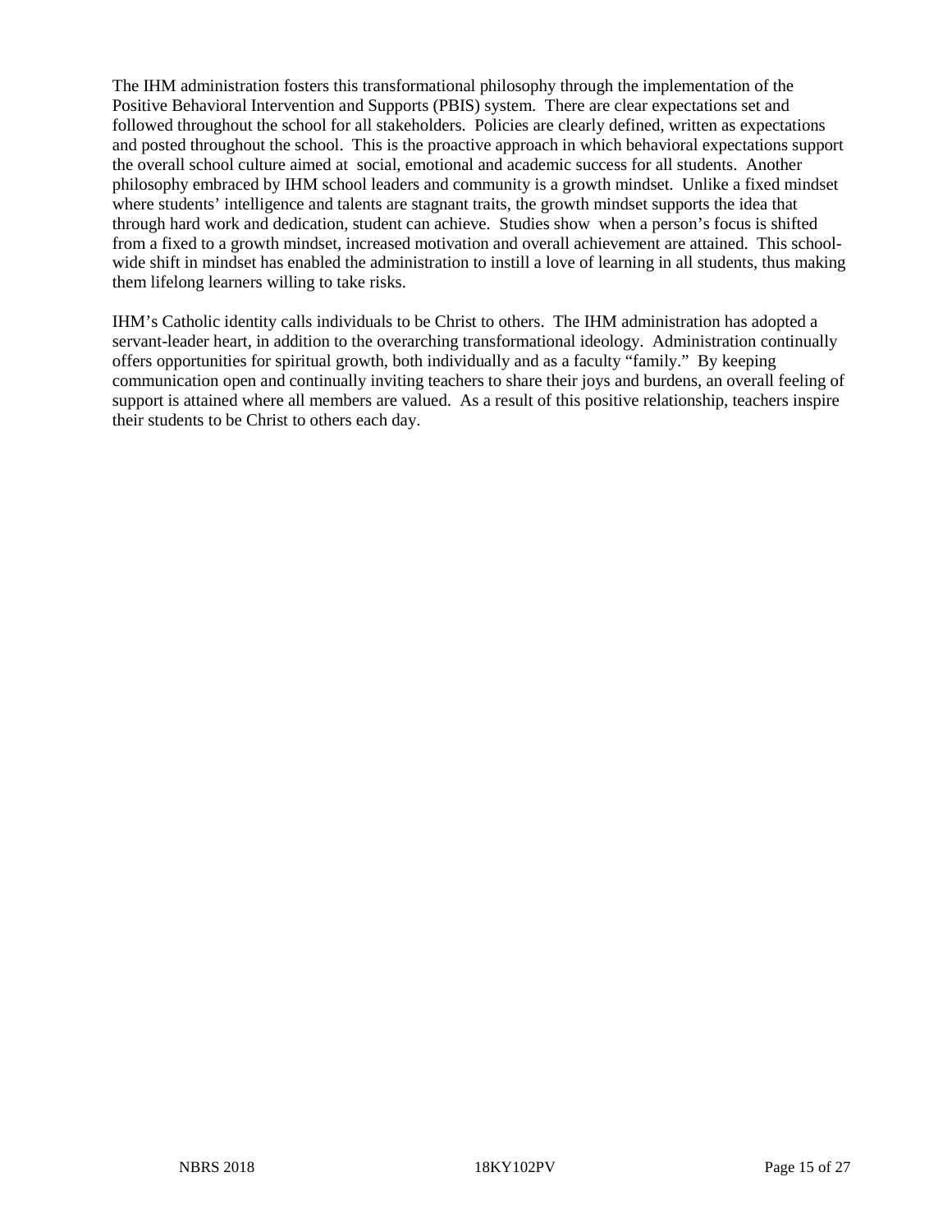The IHM administration fosters this transformational philosophy through the implementation of the Positive Behavioral Intervention and Supports (PBIS) system. There are clear expectations set and followed throughout the school for all stakeholders. Policies are clearly defined, written as expectations and posted throughout the school. This is the proactive approach in which behavioral expectations support the overall school culture aimed at social, emotional and academic success for all students. Another philosophy embraced by IHM school leaders and community is a growth mindset. Unlike a fixed mindset where students' intelligence and talents are stagnant traits, the growth mindset supports the idea that through hard work and dedication, student can achieve. Studies show when a person's focus is shifted from a fixed to a growth mindset, increased motivation and overall achievement are attained. This school-wide shift in mindset has enabled the administration to instill a love of learning in all students, thus making them lifelong learners willing to take risks.

IHM's Catholic identity calls individuals to be Christ to others. The IHM administration has adopted a servant-leader heart, in addition to the overarching transformational ideology. Administration continually offers opportunities for spiritual growth, both individually and as a faculty "family." By keeping communication open and continually inviting teachers to share their joys and burdens, an overall feeling of support is attained where all members are valued. As a result of this positive relationship, teachers inspire their students to be Christ to others each day.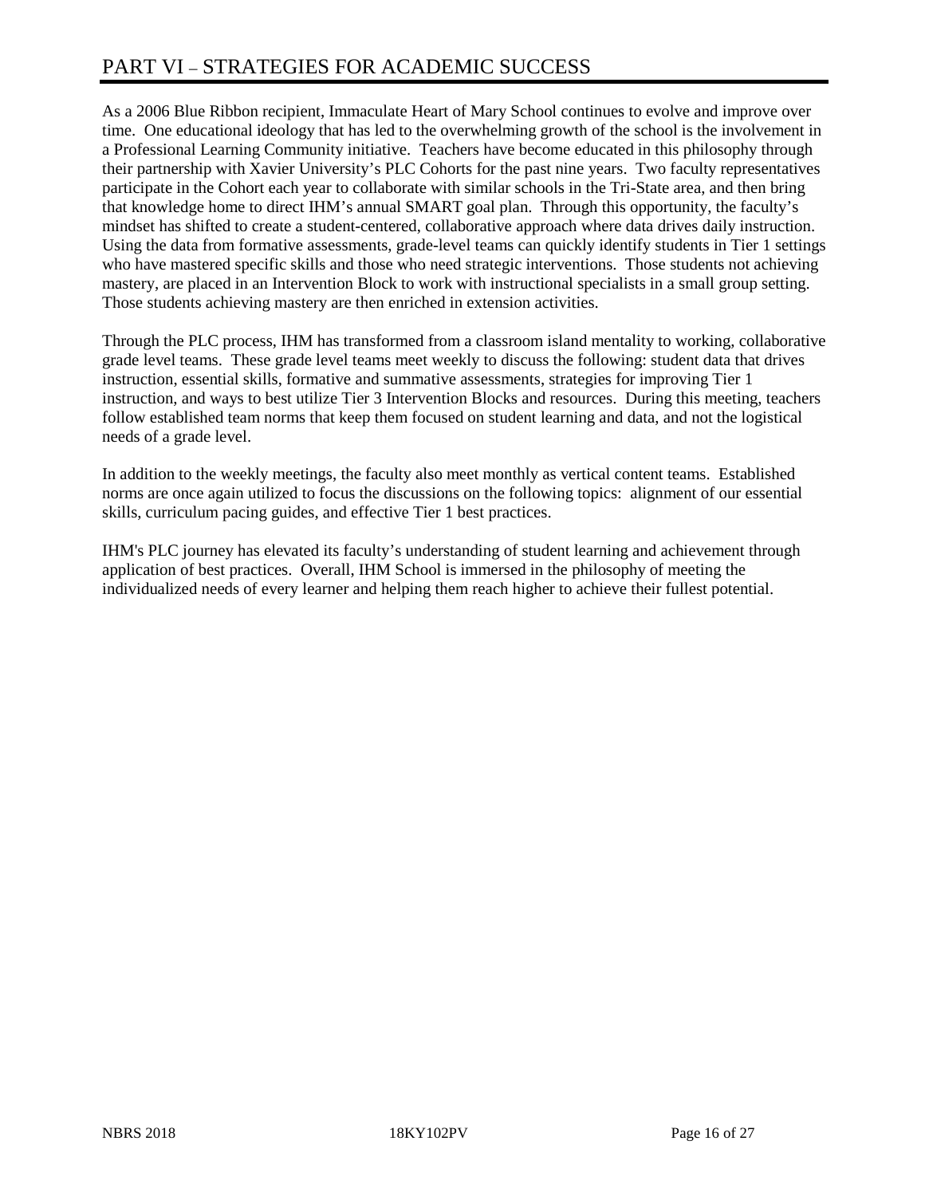# PART VI – STRATEGIES FOR ACADEMIC SUCCESS

As a 2006 Blue Ribbon recipient, Immaculate Heart of Mary School continues to evolve and improve over time. One educational ideology that has led to the overwhelming growth of the school is the involvement in a Professional Learning Community initiative. Teachers have become educated in this philosophy through their partnership with Xavier University's PLC Cohorts for the past nine years. Two faculty representatives participate in the Cohort each year to collaborate with similar schools in the Tri-State area, and then bring that knowledge home to direct IHM's annual SMART goal plan. Through this opportunity, the faculty's mindset has shifted to create a student-centered, collaborative approach where data drives daily instruction. Using the data from formative assessments, grade-level teams can quickly identify students in Tier 1 settings who have mastered specific skills and those who need strategic interventions. Those students not achieving mastery, are placed in an Intervention Block to work with instructional specialists in a small group setting. Those students achieving mastery are then enriched in extension activities.

Through the PLC process, IHM has transformed from a classroom island mentality to working, collaborative grade level teams. These grade level teams meet weekly to discuss the following: student data that drives instruction, essential skills, formative and summative assessments, strategies for improving Tier 1 instruction, and ways to best utilize Tier 3 Intervention Blocks and resources. During this meeting, teachers follow established team norms that keep them focused on student learning and data, and not the logistical needs of a grade level.

In addition to the weekly meetings, the faculty also meet monthly as vertical content teams. Established norms are once again utilized to focus the discussions on the following topics: alignment of our essential skills, curriculum pacing guides, and effective Tier 1 best practices.

IHM's PLC journey has elevated its faculty's understanding of student learning and achievement through application of best practices. Overall, IHM School is immersed in the philosophy of meeting the individualized needs of every learner and helping them reach higher to achieve their fullest potential.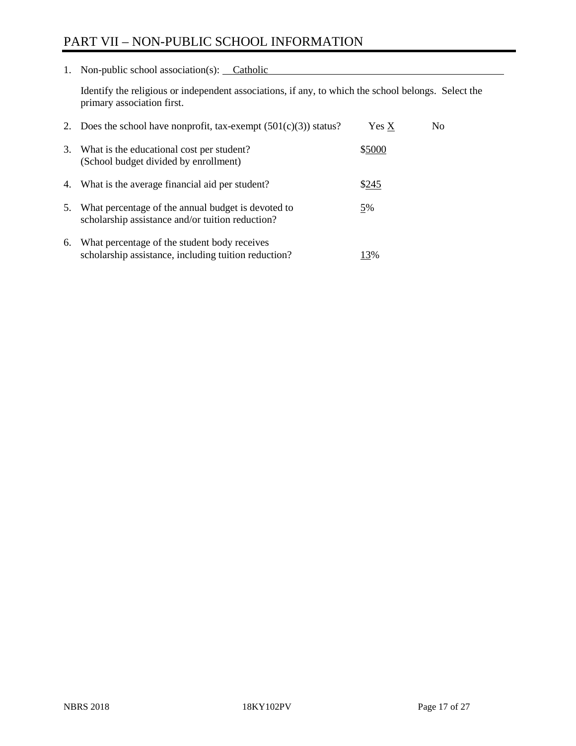# PART VII – NON-PUBLIC SCHOOL INFORMATION

1. Non-public school association(s): Catholic

   Identify the religious or independent associations, if any, to which the school belongs. Select the primary association first.

2. Does the school have nonprofit, tax-exempt (501(c)(3)) status? Yes X No

3. What is the educational cost per student? (School budget divided by enrollment) $5000

4. What is the average financial aid per student? $245

5. What percentage of the annual budget is devoted to scholarship assistance and/or tuition reduction? 5%

6. What percentage of the student body receives scholarship assistance, including tuition reduction? 13%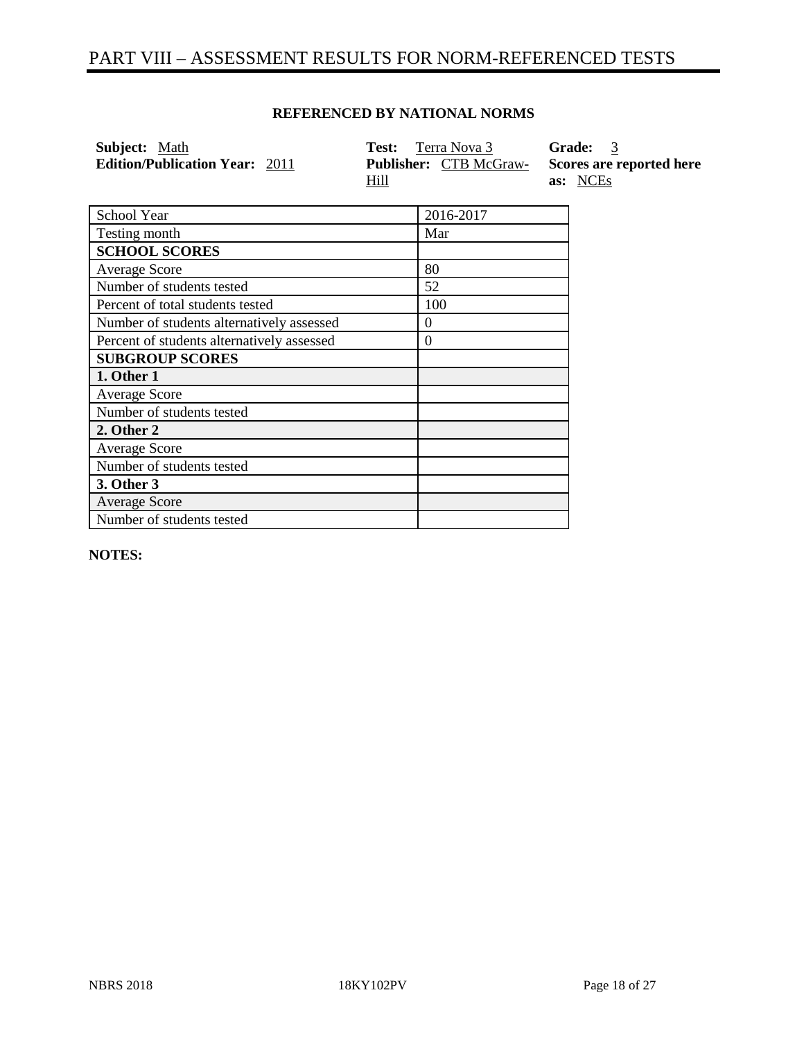# PART VIII – ASSESSMENT RESULTS FOR NORM-REFERENCED TESTS

**REFERENCED BY NATIONAL NORMS**

**Subject:** Math
**Edition/Publication Year:** 2011
**Test:** Terra Nova 3
**Publisher:** CTB McGraw-Hill
**Grade:** 3
**Scores are reported here as:** NCEs

| School Year | 2016-2017 |
|---|---|
| Testing month | Mar |
| **SCHOOL SCORES** | |
| Average Score | 80 |
| Number of students tested | 52 |
| Percent of total students tested | 100 |
| Number of students alternatively assessed | 0 |
| Percent of students alternatively assessed | 0 |
| **SUBGROUP SCORES** | |
| **1. Other 1** | |
| Average Score | |
| Number of students tested | |
| **2. Other 2** | |
| Average Score | |
| Number of students tested | |
| **3. Other 3** | |
| Average Score | |
| Number of students tested | |

**NOTES:**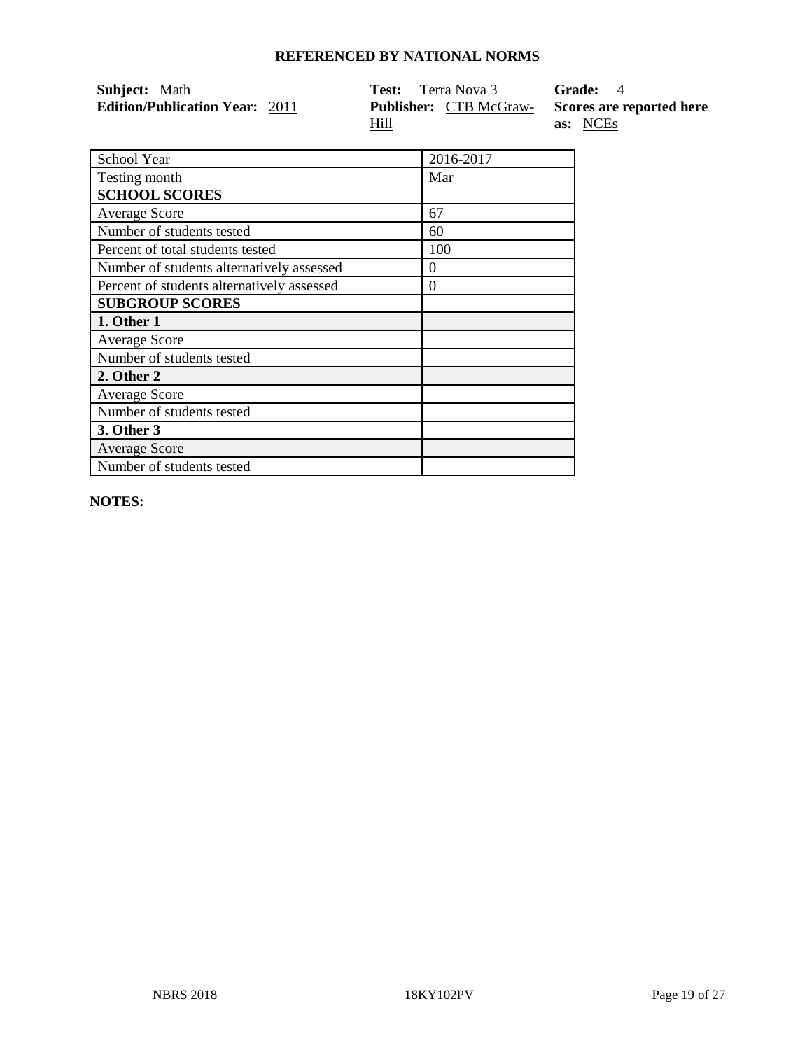## REFERENCED BY NATIONAL NORMS

**Subject:** Math
**Edition/Publication Year:** 2011
**Test:** Terra Nova 3
**Publisher:** CTB McGraw-Hill
**Grade:** 4
**Scores are reported here as:** NCEs

| School Year | 2016-2017 |
|---|---|
| Testing month | Mar |
| **SCHOOL SCORES** | |
| Average Score | 67 |
| Number of students tested | 60 |
| Percent of total students tested | 100 |
| Number of students alternatively assessed | 0 |
| Percent of students alternatively assessed | 0 |
| **SUBGROUP SCORES** | |
| **1. Other 1** | |
| Average Score | |
| Number of students tested | |
| **2. Other 2** | |
| Average Score | |
| Number of students tested | |
| **3. Other 3** | |
| Average Score | |
| Number of students tested | |

**NOTES:**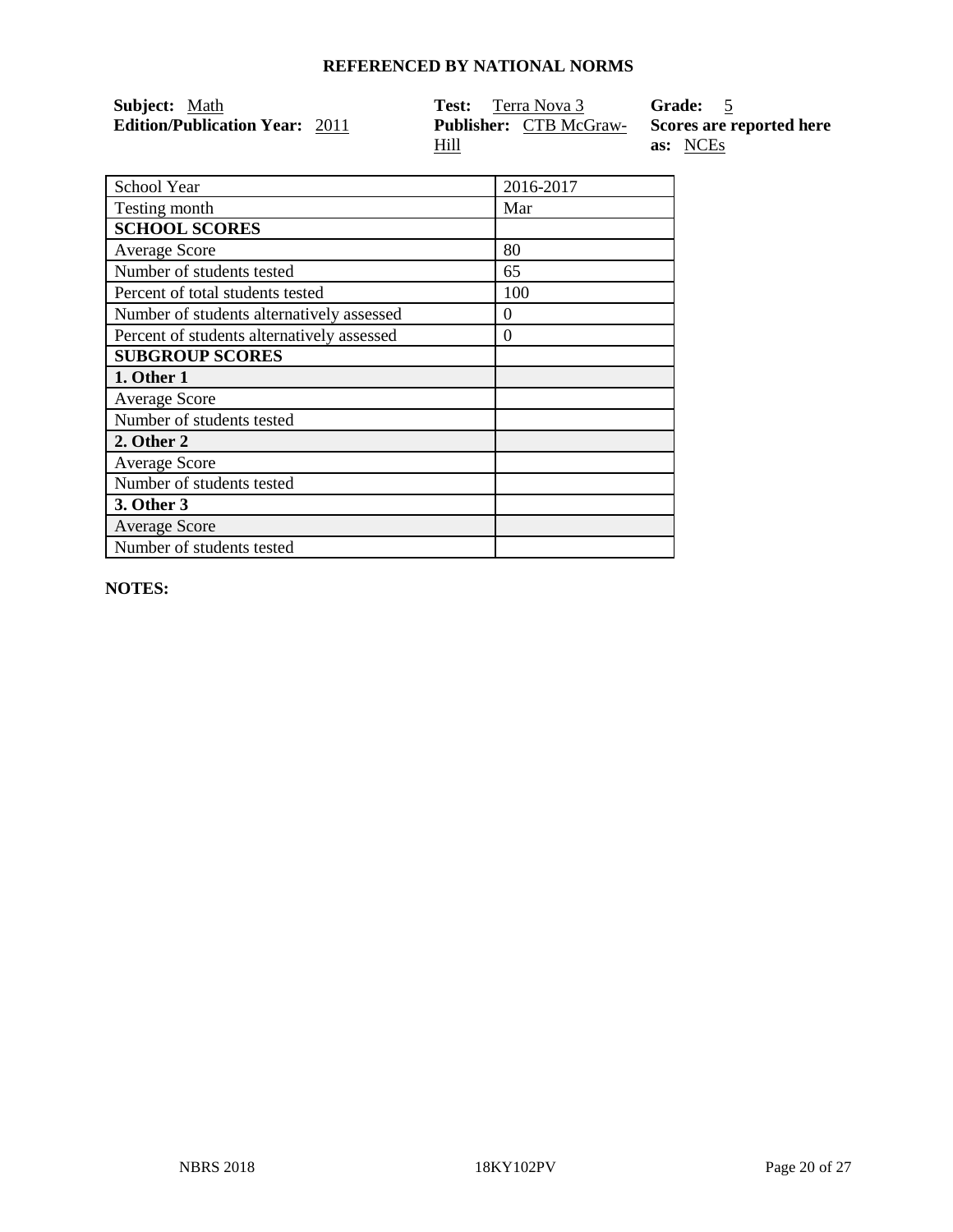## REFERENCED BY NATIONAL NORMS

**Subject:** Math
**Edition/Publication Year:** 2011
**Test:** Terra Nova 3
**Publisher:** CTB McGraw-Hill
**Grade:** 5
**Scores are reported here as:** NCEs

| School Year | 2016-2017 |
|---|---|
| Testing month | Mar |
| **SCHOOL SCORES** | |
| Average Score | 80 |
| Number of students tested | 65 |
| Percent of total students tested | 100 |
| Number of students alternatively assessed | 0 |
| Percent of students alternatively assessed | 0 |
| **SUBGROUP SCORES** | |
| **1. Other 1** | |
| Average Score | |
| Number of students tested | |
| **2. Other 2** | |
| Average Score | |
| Number of students tested | |
| **3. Other 3** | |
| Average Score | |
| Number of students tested | |

**NOTES:**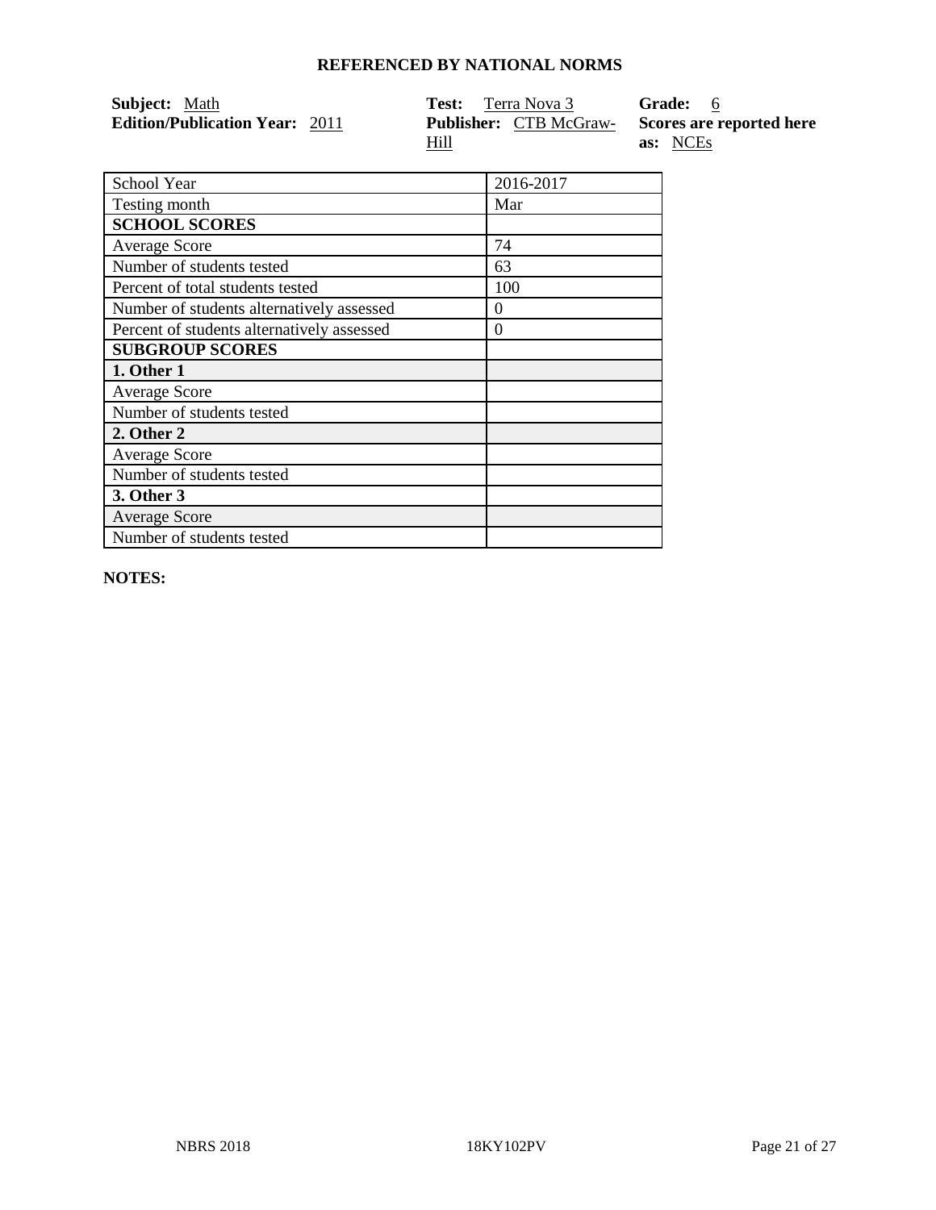**REFERENCED BY NATIONAL NORMS**

**Subject:** Math
**Edition/Publication Year:** 2011
**Test:** Terra Nova 3
**Publisher:** CTB McGraw-Hill
**Grade:** 6
**Scores are reported here as:** NCEs

| School Year | 2016-2017 |
|---|---|
| Testing month | Mar |
| **SCHOOL SCORES** | |
| Average Score | 74 |
| Number of students tested | 63 |
| Percent of total students tested | 100 |
| Number of students alternatively assessed | 0 |
| Percent of students alternatively assessed | 0 |
| **SUBGROUP SCORES** | |
| **1. Other 1** | |
| Average Score | |
| Number of students tested | |
| **2. Other 2** | |
| Average Score | |
| Number of students tested | |
| **3. Other 3** | |
| Average Score | |
| Number of students tested | |

**NOTES:**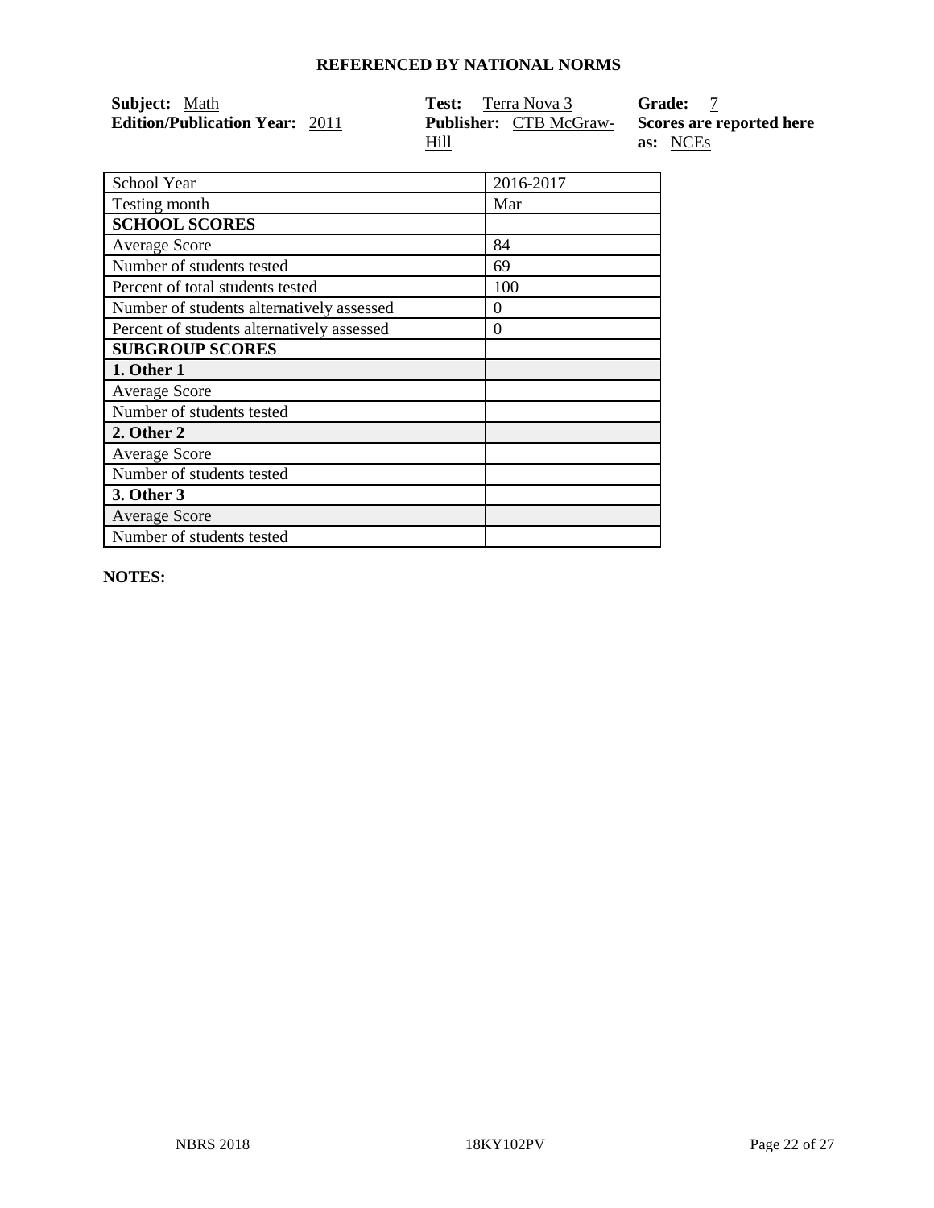# REFERENCED BY NATIONAL NORMS

**Subject:** Math
**Edition/Publication Year:** 2011

**Test:** Terra Nova 3
**Publisher:** CTB McGraw-Hill

**Grade:** 7
**Scores are reported here as:** NCEs

| School Year | 2016-2017 |
|---|---|
| Testing month | Mar |
| **SCHOOL SCORES** | |
| Average Score | 84 |
| Number of students tested | 69 |
| Percent of total students tested | 100 |
| Number of students alternatively assessed | 0 |
| Percent of students alternatively assessed | 0 |
| **SUBGROUP SCORES** | |
| **1. Other 1** | |
| Average Score | |
| Number of students tested | |
| **2. Other 2** | |
| Average Score | |
| Number of students tested | |
| **3. Other 3** | |
| Average Score | |
| Number of students tested | |

**NOTES:**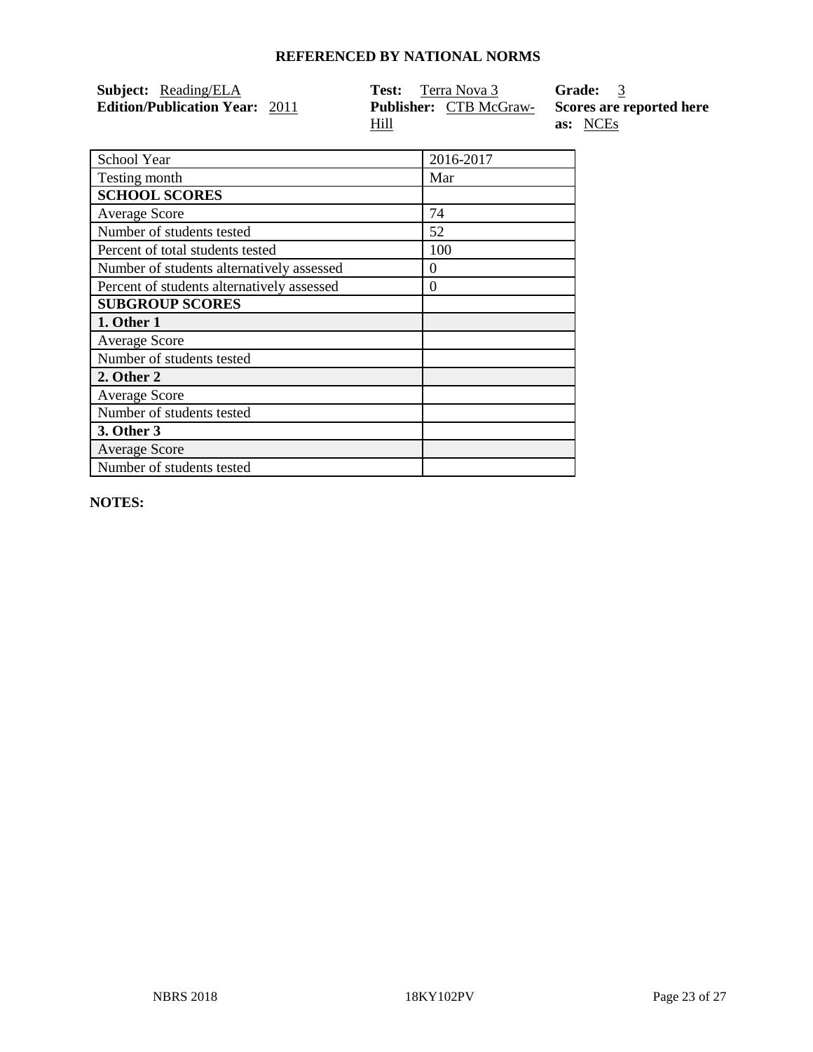## REFERENCED BY NATIONAL NORMS

**Subject:** Reading/ELA
**Edition/Publication Year:** 2011
**Test:** Terra Nova 3
**Publisher:** CTB McGraw-Hill
**Grade:** 3
**Scores are reported here as:** NCEs

| School Year | 2016-2017 |
|---|---|
| Testing month | Mar |
| **SCHOOL SCORES** | |
| Average Score | 74 |
| Number of students tested | 52 |
| Percent of total students tested | 100 |
| Number of students alternatively assessed | 0 |
| Percent of students alternatively assessed | 0 |
| **SUBGROUP SCORES** | |
| **1. Other 1** | |
| Average Score | |
| Number of students tested | |
| **2. Other 2** | |
| Average Score | |
| Number of students tested | |
| **3. Other 3** | |
| Average Score | |
| Number of students tested | |

**NOTES:**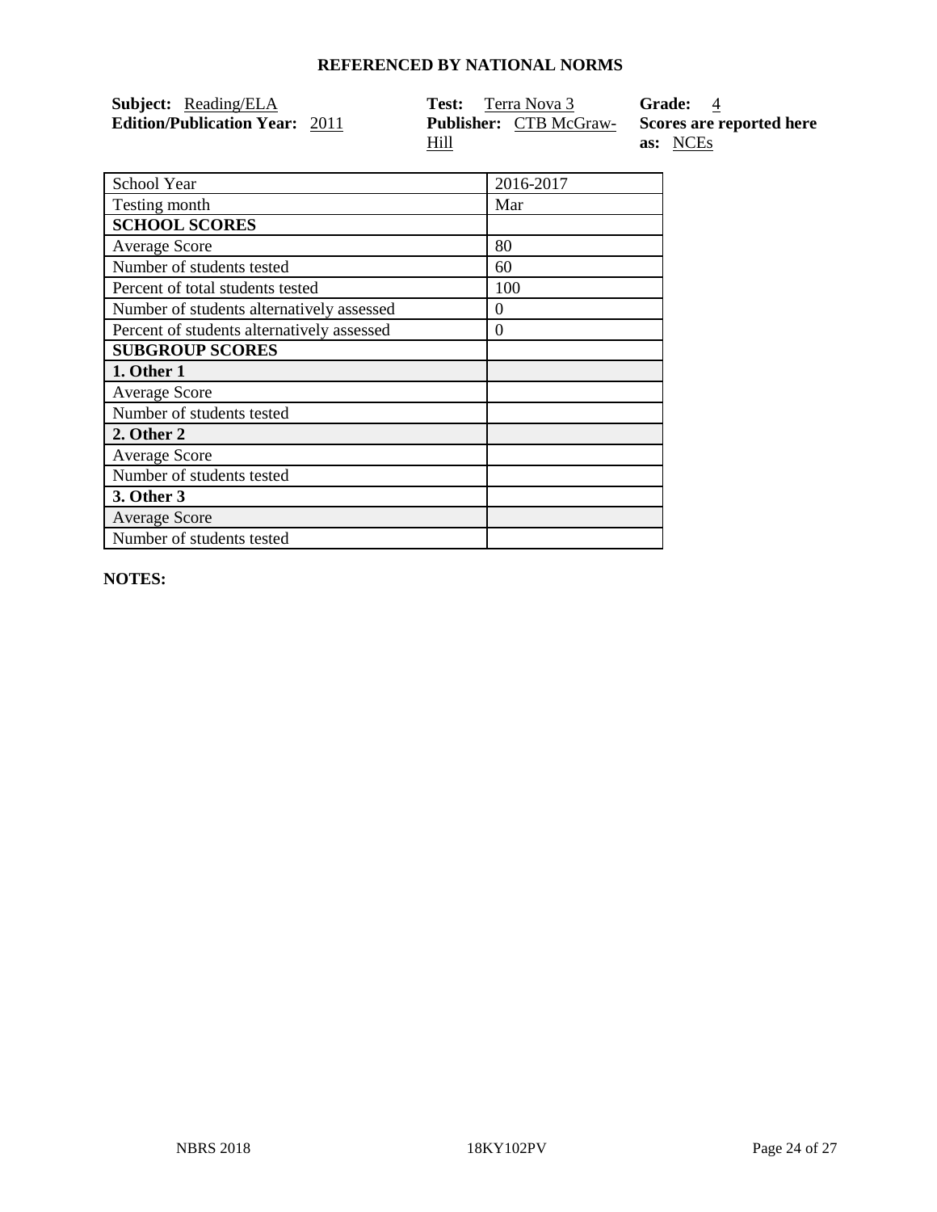# REFERENCED BY NATIONAL NORMS

**Subject:** Reading/ELA
**Edition/Publication Year:** 2011

**Test:** Terra Nova 3
**Publisher:** CTB McGraw-Hill

**Grade:** 4
**Scores are reported here as:** NCEs

| School Year | 2016-2017 |
|---|---|
| Testing month | Mar |
| **SCHOOL SCORES** | |
| Average Score | 80 |
| Number of students tested | 60 |
| Percent of total students tested | 100 |
| Number of students alternatively assessed | 0 |
| Percent of students alternatively assessed | 0 |
| **SUBGROUP SCORES** | |
| **1. Other 1** | |
| Average Score | |
| Number of students tested | |
| **2. Other 2** | |
| Average Score | |
| Number of students tested | |
| **3. Other 3** | |
| Average Score | |
| Number of students tested | |

**NOTES:**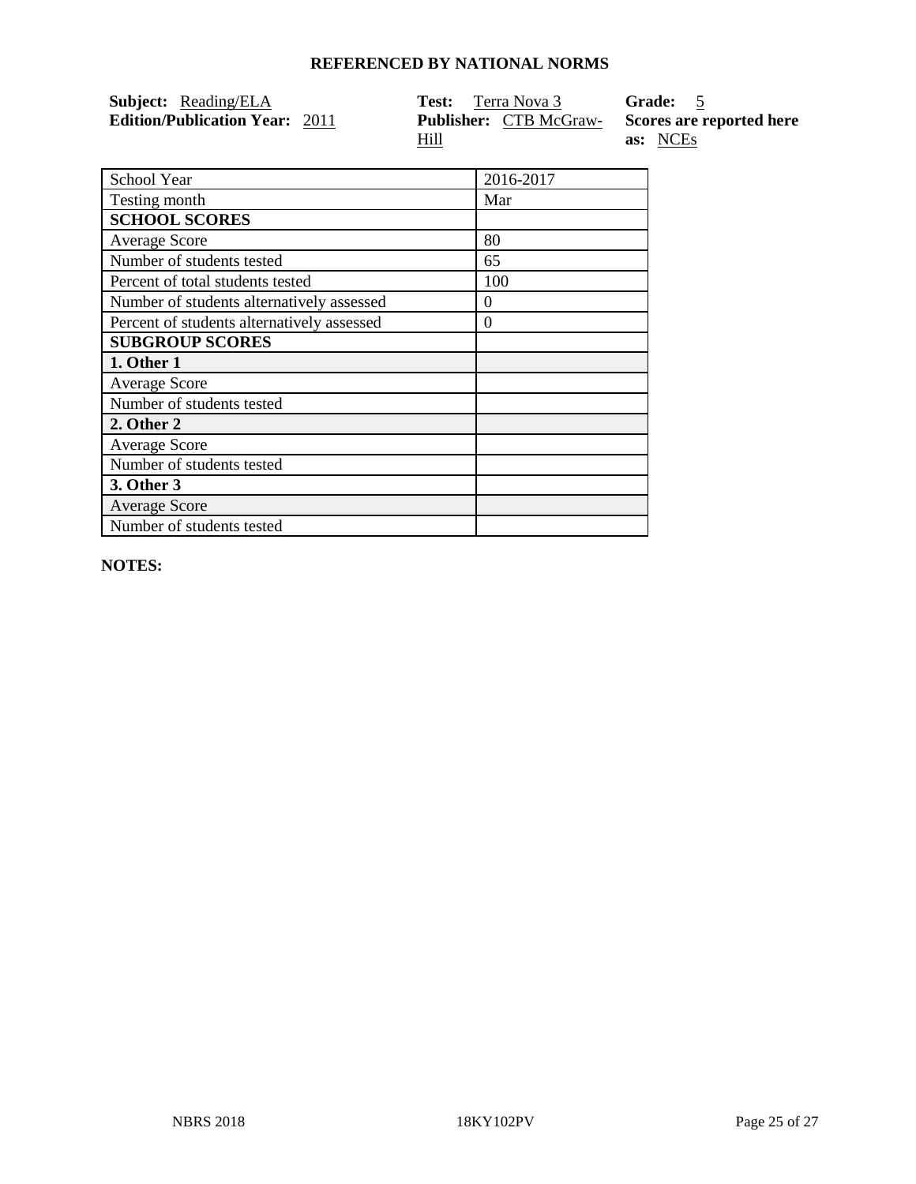**REFERENCED BY NATIONAL NORMS**

**Subject:** Reading/ELA
**Edition/Publication Year:** 2011
**Test:** Terra Nova 3
**Publisher:** CTB McGraw-Hill
**Grade:** 5
**Scores are reported here as:** NCEs

| School Year | 2016-2017 |
| --- | --- |
| Testing month | Mar |
| **SCHOOL SCORES** | |
| Average Score | 80 |
| Number of students tested | 65 |
| Percent of total students tested | 100 |
| Number of students alternatively assessed | 0 |
| Percent of students alternatively assessed | 0 |
| **SUBGROUP SCORES** | |
| **1. Other 1** | |
| Average Score | |
| Number of students tested | |
| **2. Other 2** | |
| Average Score | |
| Number of students tested | |
| **3. Other 3** | |
| Average Score | |
| Number of students tested | |

**NOTES:**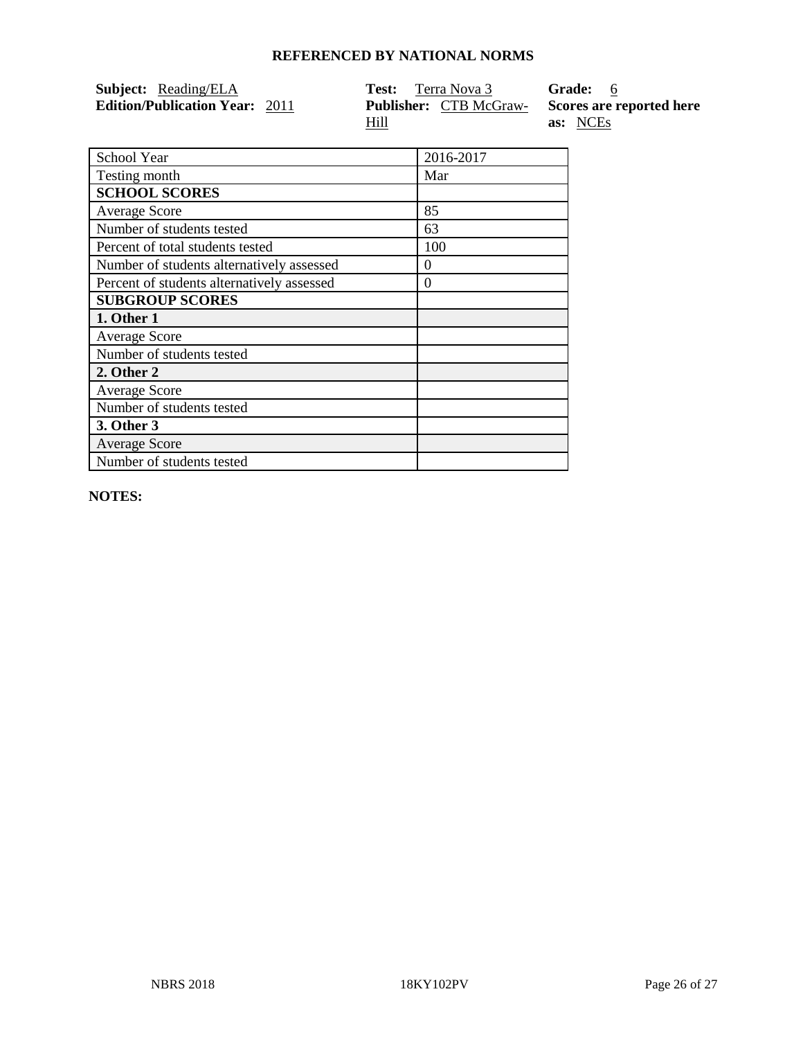## REFERENCED BY NATIONAL NORMS

**Subject:** Reading/ELA
**Edition/Publication Year:** 2011
**Test:** Terra Nova 3
**Publisher:** CTB McGraw-Hill
**Grade:** 6
**Scores are reported here as:** NCEs

| School Year | 2016-2017 |
|---|---|
| Testing month | Mar |
| **SCHOOL SCORES** | |
| Average Score | 85 |
| Number of students tested | 63 |
| Percent of total students tested | 100 |
| Number of students alternatively assessed | 0 |
| Percent of students alternatively assessed | 0 |
| **SUBGROUP SCORES** | |
| **1. Other 1** | |
| Average Score | |
| Number of students tested | |
| **2. Other 2** | |
| Average Score | |
| Number of students tested | |
| **3. Other 3** | |
| Average Score | |
| Number of students tested | |

**NOTES:**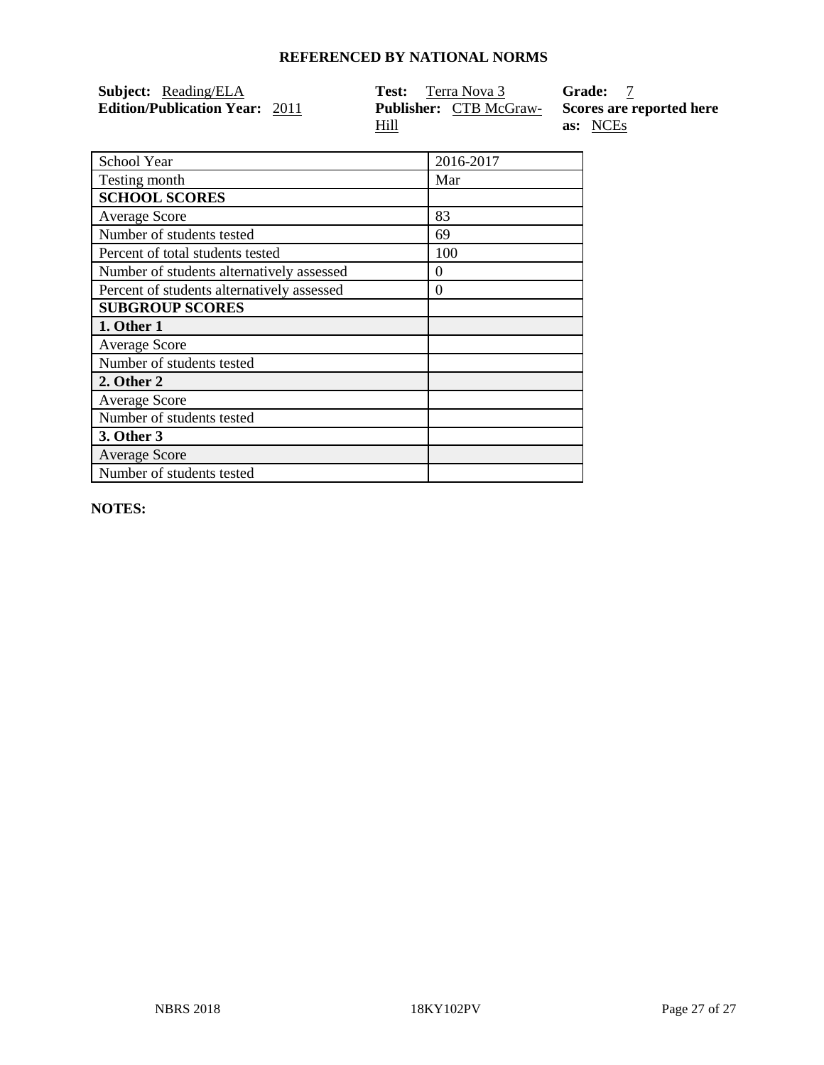## REFERENCED BY NATIONAL NORMS

**Subject:** Reading/ELA
**Edition/Publication Year:** 2011
**Test:** Terra Nova 3
**Publisher:** CTB McGraw-Hill
**Grade:** 7
**Scores are reported here as:** NCEs

| School Year | 2016-2017 |
|---|---|
| Testing month | Mar |
| **SCHOOL SCORES** | |
| Average Score | 83 |
| Number of students tested | 69 |
| Percent of total students tested | 100 |
| Number of students alternatively assessed | 0 |
| Percent of students alternatively assessed | 0 |
| **SUBGROUP SCORES** | |
| **1. Other 1** | |
| Average Score | |
| Number of students tested | |
| **2. Other 2** | |
| Average Score | |
| Number of students tested | |
| **3. Other 3** | |
| Average Score | |
| Number of students tested | |

**NOTES:**